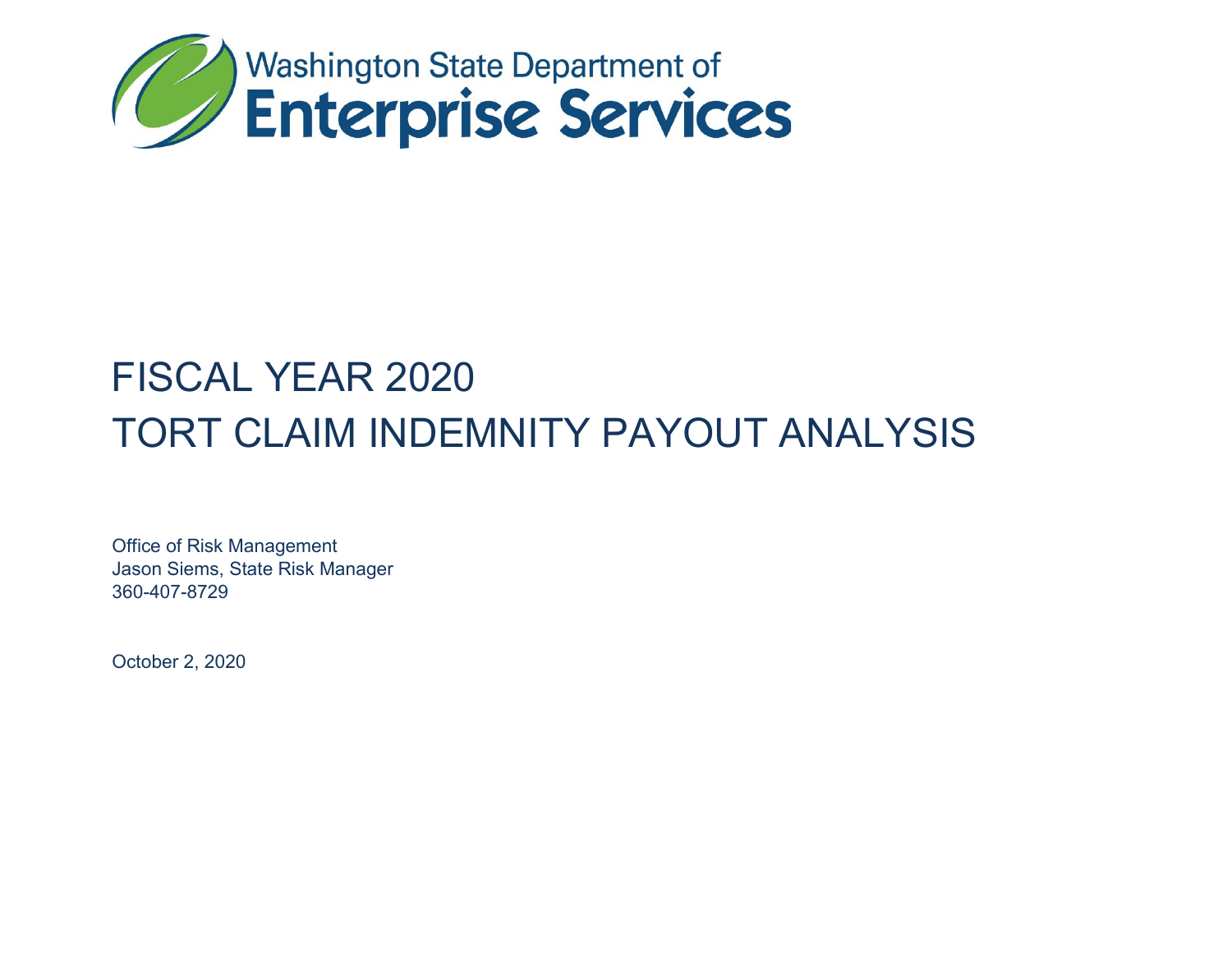Washington State Department of
**Enterprise Services**

# FISCAL YEAR 2020
# TORT CLAIM INDEMNITY PAYOUT ANALYSIS

Office of Risk Management
Jason Siems, State Risk Manager
360-407-8729

October 2, 2020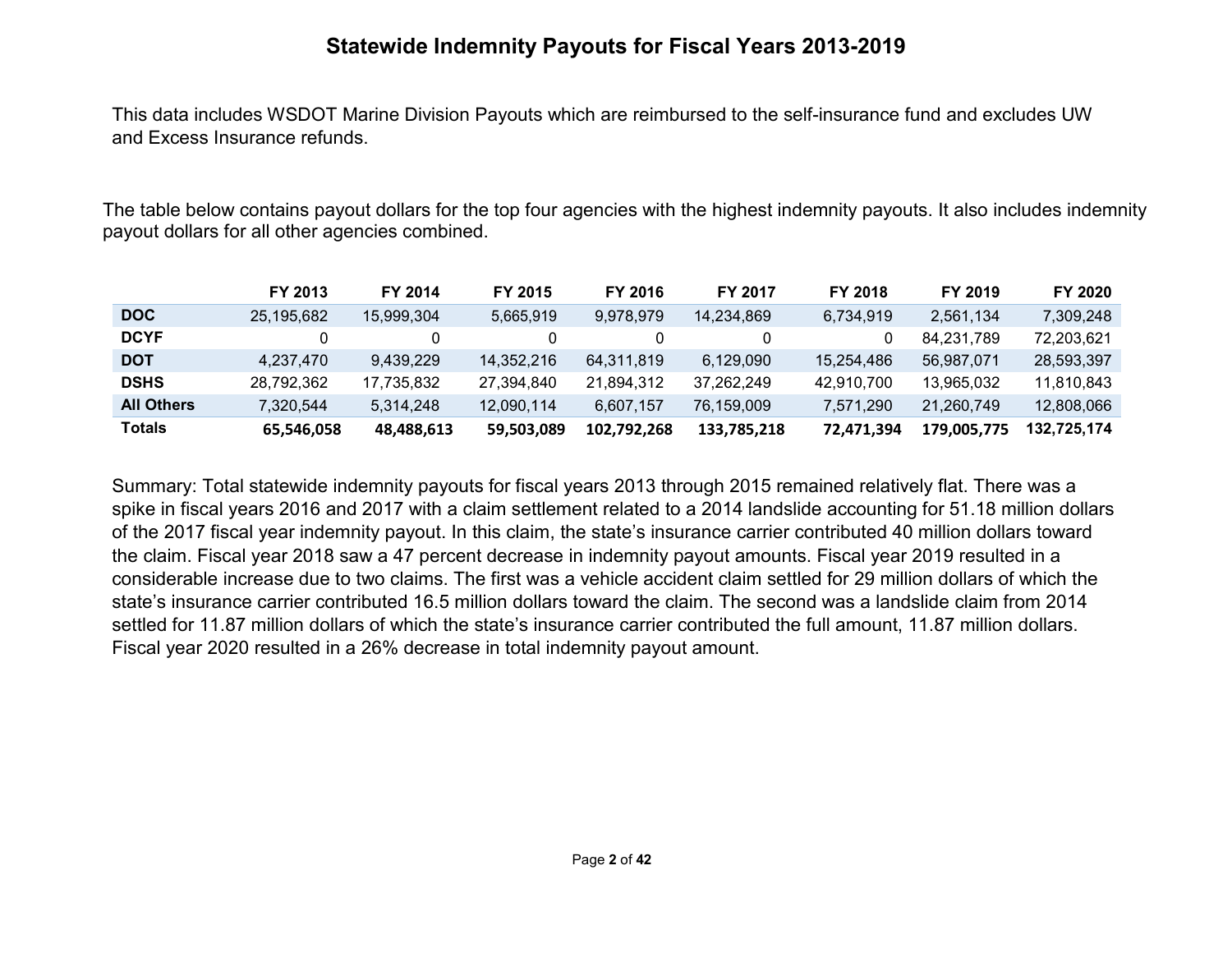# Statewide Indemnity Payouts for Fiscal Years 2013-2019

This data includes WSDOT Marine Division Payouts which are reimbursed to the self-insurance fund and excludes UW and Excess Insurance refunds.

The table below contains payout dollars for the top four agencies with the highest indemnity payouts. It also includes indemnity payout dollars for all other agencies combined.

| | FY 2013 | FY 2014 | FY 2015 | FY 2016 | FY 2017 | FY 2018 | FY 2019 | FY 2020 |
|---|---|---|---|---|---|---|---|---|
| **DOC** | 25,195,682 | 15,999,304 | 5,665,919 | 9,978,979 | 14,234,869 | 6,734,919 | 2,561,134 | 7,309,248 |
| **DCYF** | 0 | 0 | 0 | 0 | 0 | 0 | 84,231,789 | 72,203,621 |
| **DOT** | 4,237,470 | 9,439,229 | 14,352,216 | 64,311,819 | 6,129,090 | 15,254,486 | 56,987,071 | 28,593,397 |
| **DSHS** | 28,792,362 | 17,735,832 | 27,394,840 | 21,894,312 | 37,262,249 | 42,910,700 | 13,965,032 | 11,810,843 |
| **All Others** | 7,320,544 | 5,314,248 | 12,090,114 | 6,607,157 | 76,159,009 | 7,571,290 | 21,260,749 | 12,808,066 |
| **Totals** | **65,546,058** | **48,488,613** | **59,503,089** | **102,792,268** | **133,785,218** | **72,471,394** | **179,005,775** | **132,725,174** |

Summary: Total statewide indemnity payouts for fiscal years 2013 through 2015 remained relatively flat. There was a spike in fiscal years 2016 and 2017 with a claim settlement related to a 2014 landslide accounting for 51.18 million dollars of the 2017 fiscal year indemnity payout. In this claim, the state's insurance carrier contributed 40 million dollars toward the claim. Fiscal year 2018 saw a 47 percent decrease in indemnity payout amounts. Fiscal year 2019 resulted in a considerable increase due to two claims. The first was a vehicle accident claim settled for 29 million dollars of which the state's insurance carrier contributed 16.5 million dollars toward the claim. The second was a landslide claim from 2014 settled for 11.87 million dollars of which the state's insurance carrier contributed the full amount, 11.87 million dollars. Fiscal year 2020 resulted in a 26% decrease in total indemnity payout amount.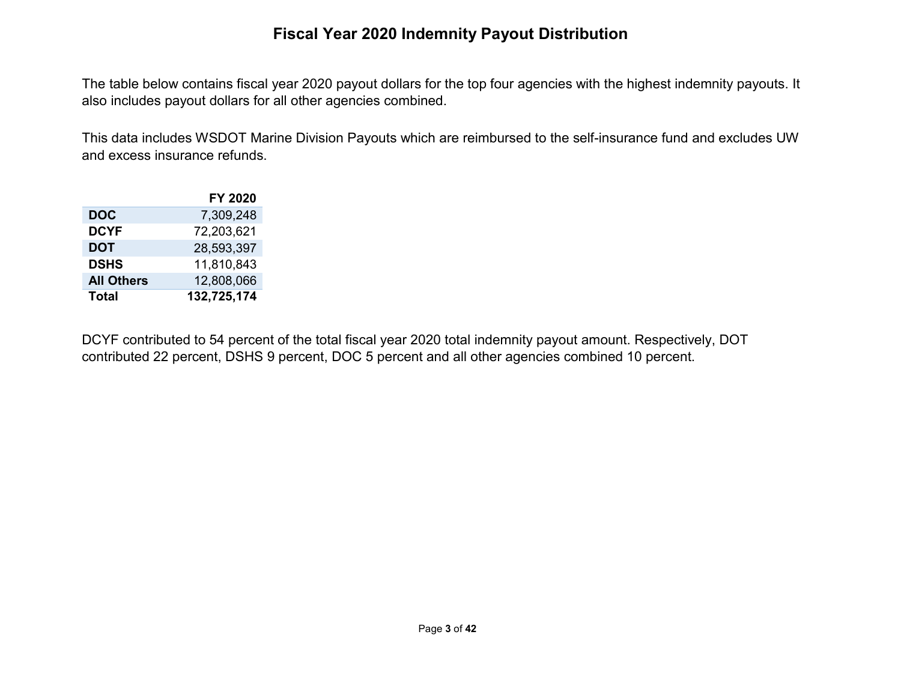# Fiscal Year 2020 Indemnity Payout Distribution

The table below contains fiscal year 2020 payout dollars for the top four agencies with the highest indemnity payouts. It also includes payout dollars for all other agencies combined.

This data includes WSDOT Marine Division Payouts which are reimbursed to the self-insurance fund and excludes UW and excess insurance refunds.

| | FY 2020 |
|---|---:|
| **DOC** | 7,309,248 |
| **DCYF** | 72,203,621 |
| **DOT** | 28,593,397 |
| **DSHS** | 11,810,843 |
| **All Others** | 12,808,066 |
| **Total** | **132,725,174** |

DCYF contributed to 54 percent of the total fiscal year 2020 total indemnity payout amount. Respectively, DOT contributed 22 percent, DSHS 9 percent, DOC 5 percent and all other agencies combined 10 percent.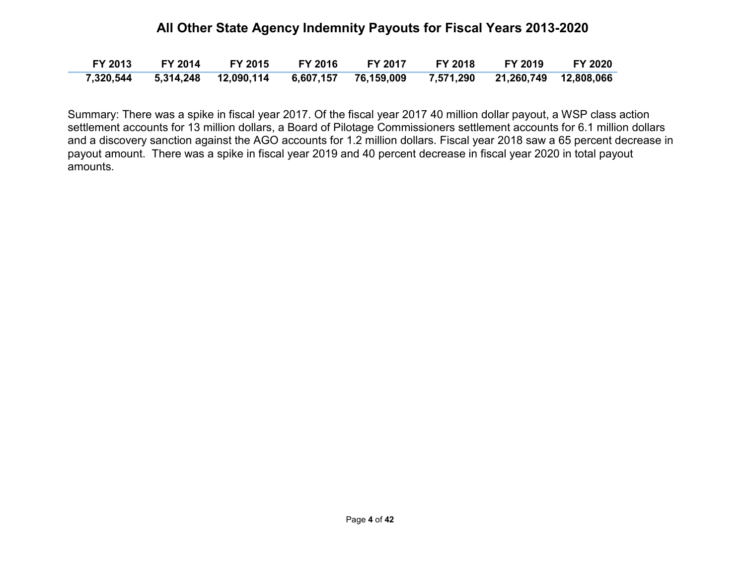# All Other State Agency Indemnity Payouts for Fiscal Years 2013-2020

| FY 2013 | FY 2014 | FY 2015 | FY 2016 | FY 2017 | FY 2018 | FY 2019 | FY 2020 |
|---|---|---|---|---|---|---|---|
| 7,320,544 | 5,314,248 | 12,090,114 | 6,607,157 | 76,159,009 | 7,571,290 | 21,260,749 | 12,808,066 |

Summary: There was a spike in fiscal year 2017. Of the fiscal year 2017 40 million dollar payout, a WSP class action settlement accounts for 13 million dollars, a Board of Pilotage Commissioners settlement accounts for 6.1 million dollars and a discovery sanction against the AGO accounts for 1.2 million dollars. Fiscal year 2018 saw a 65 percent decrease in payout amount. There was a spike in fiscal year 2019 and 40 percent decrease in fiscal year 2020 in total payout amounts.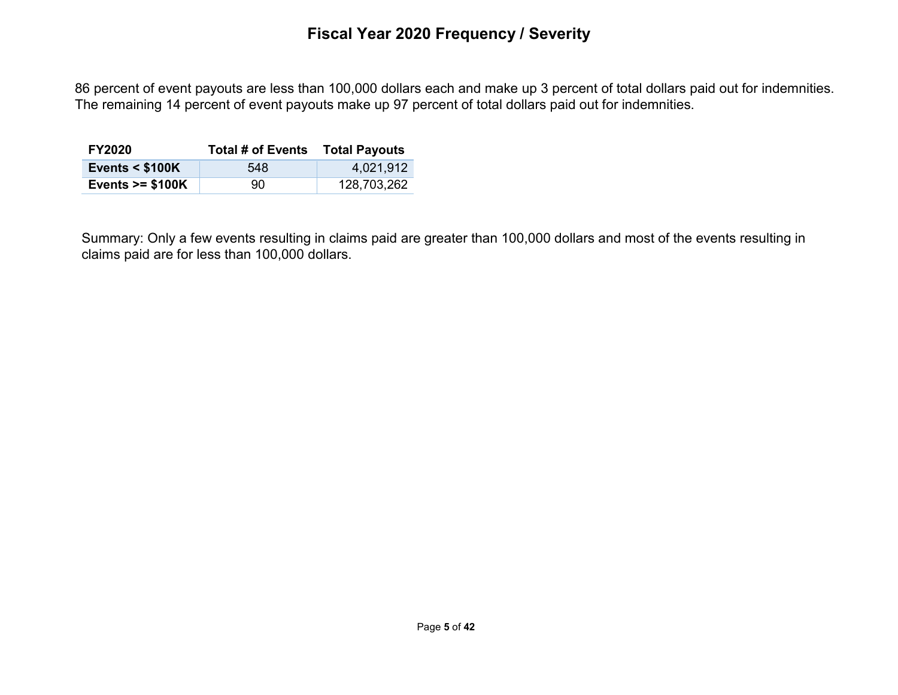# Fiscal Year 2020 Frequency / Severity

86 percent of event payouts are less than 100,000 dollars each and make up 3 percent of total dollars paid out for indemnities. The remaining 14 percent of event payouts make up 97 percent of total dollars paid out for indemnities.

| FY2020 | Total # of Events | Total Payouts |
|---|---|---|
| **Events < $100K** | 548 | 4,021,912 |
| **Events >= $100K** | 90 | 128,703,262 |

Summary: Only a few events resulting in claims paid are greater than 100,000 dollars and most of the events resulting in claims paid are for less than 100,000 dollars.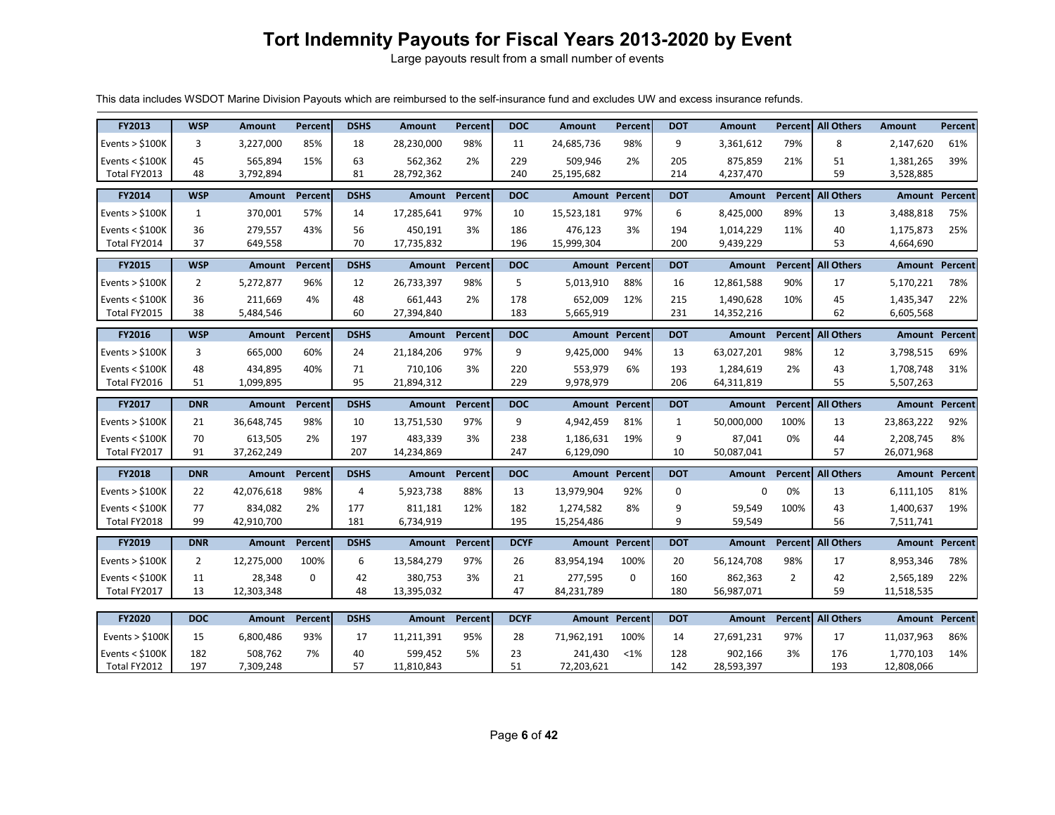# Tort Indemnity Payouts for Fiscal Years 2013-2020 by Event

Large payouts result from a small number of events

This data includes WSDOT Marine Division Payouts which are reimbursed to the self-insurance fund and excludes UW and excess insurance refunds.

| FY2013 | WSP | Amount | Percent | DSHS | Amount | Percent | DOC | Amount | Percent | DOT | Amount | Percent | All Others | Amount | Percent |
|---|---|---|---|---|---|---|---|---|---|---|---|---|---|---|---|
| Events > $100K | 3 | 3,227,000 | 85% | 18 | 28,230,000 | 98% | 11 | 24,685,736 | 98% | 9 | 3,361,612 | 79% | 8 | 2,147,620 | 61% |
| Events < $100K | 45 | 565,894 | 15% | 63 | 562,362 | 2% | 229 | 509,946 | 2% | 205 | 875,859 | 21% | 51 | 1,381,265 | 39% |
| Total FY2013 | 48 | 3,792,894 | | 81 | 28,792,362 | | 240 | 25,195,682 | | 214 | 4,237,470 | | 59 | 3,528,885 | |

| FY2014 | WSP | Amount | Percent | DSHS | Amount | Percent | DOC | Amount | Percent | DOT | Amount | Percent | All Others | Amount | Percent |
|---|---|---|---|---|---|---|---|---|---|---|---|---|---|---|---|
| Events > $100K | 1 | 370,001 | 57% | 14 | 17,285,641 | 97% | 10 | 15,523,181 | 97% | 6 | 8,425,000 | 89% | 13 | 3,488,818 | 75% |
| Events < $100K | 36 | 279,557 | 43% | 56 | 450,191 | 3% | 186 | 476,123 | 3% | 194 | 1,014,229 | 11% | 40 | 1,175,873 | 25% |
| Total FY2014 | 37 | 649,558 | | 70 | 17,735,832 | | 196 | 15,999,304 | | 200 | 9,439,229 | | 53 | 4,664,690 | |

| FY2015 | WSP | Amount | Percent | DSHS | Amount | Percent | DOC | Amount | Percent | DOT | Amount | Percent | All Others | Amount | Percent |
|---|---|---|---|---|---|---|---|---|---|---|---|---|---|---|---|
| Events > $100K | 2 | 5,272,877 | 96% | 12 | 26,733,397 | 98% | 5 | 5,013,910 | 88% | 16 | 12,861,588 | 90% | 17 | 5,170,221 | 78% |
| Events < $100K | 36 | 211,669 | 4% | 48 | 661,443 | 2% | 178 | 652,009 | 12% | 215 | 1,490,628 | 10% | 45 | 1,435,347 | 22% |
| Total FY2015 | 38 | 5,484,546 | | 60 | 27,394,840 | | 183 | 5,665,919 | | 231 | 14,352,216 | | 62 | 6,605,568 | |

| FY2016 | WSP | Amount | Percent | DSHS | Amount | Percent | DOC | Amount | Percent | DOT | Amount | Percent | All Others | Amount | Percent |
|---|---|---|---|---|---|---|---|---|---|---|---|---|---|---|---|
| Events > $100K | 3 | 665,000 | 60% | 24 | 21,184,206 | 97% | 9 | 9,425,000 | 94% | 13 | 63,027,201 | 98% | 12 | 3,798,515 | 69% |
| Events < $100K | 48 | 434,895 | 40% | 71 | 710,106 | 3% | 220 | 553,979 | 6% | 193 | 1,284,619 | 2% | 43 | 1,708,748 | 31% |
| Total FY2016 | 51 | 1,099,895 | | 95 | 21,894,312 | | 229 | 9,978,979 | | 206 | 64,311,819 | | 55 | 5,507,263 | |

| FY2017 | DNR | Amount | Percent | DSHS | Amount | Percent | DOC | Amount | Percent | DOT | Amount | Percent | All Others | Amount | Percent |
|---|---|---|---|---|---|---|---|---|---|---|---|---|---|---|---|
| Events > $100K | 21 | 36,648,745 | 98% | 10 | 13,751,530 | 97% | 9 | 4,942,459 | 81% | 1 | 50,000,000 | 100% | 13 | 23,863,222 | 92% |
| Events < $100K | 70 | 613,505 | 2% | 197 | 483,339 | 3% | 238 | 1,186,631 | 19% | 9 | 87,041 | 0% | 44 | 2,208,745 | 8% |
| Total FY2017 | 91 | 37,262,249 | | 207 | 14,234,869 | | 247 | 6,129,090 | | 10 | 50,087,041 | | 57 | 26,071,968 | |

| FY2018 | DNR | Amount | Percent | DSHS | Amount | Percent | DOC | Amount | Percent | DOT | Amount | Percent | All Others | Amount | Percent |
|---|---|---|---|---|---|---|---|---|---|---|---|---|---|---|---|
| Events > $100K | 22 | 42,076,618 | 98% | 4 | 5,923,738 | 88% | 13 | 13,979,904 | 92% | 0 | 0 | 0% | 13 | 6,111,105 | 81% |
| Events < $100K | 77 | 834,082 | 2% | 177 | 811,181 | 12% | 182 | 1,274,582 | 8% | 9 | 59,549 | 100% | 43 | 1,400,637 | 19% |
| Total FY2018 | 99 | 42,910,700 | | 181 | 6,734,919 | | 195 | 15,254,486 | | 9 | 59,549 | | 56 | 7,511,741 | |

| FY2019 | DNR | Amount | Percent | DSHS | Amount | Percent | DCYF | Amount | Percent | DOT | Amount | Percent | All Others | Amount | Percent |
|---|---|---|---|---|---|---|---|---|---|---|---|---|---|---|---|
| Events > $100K | 2 | 12,275,000 | 100% | 6 | 13,584,279 | 97% | 26 | 83,954,194 | 100% | 20 | 56,124,708 | 98% | 17 | 8,953,346 | 78% |
| Events < $100K | 11 | 28,348 | 0 | 42 | 380,753 | 3% | 21 | 277,595 | 0 | 160 | 862,363 | 2 | 42 | 2,565,189 | 22% |
| Total FY2017 | 13 | 12,303,348 | | 48 | 13,395,032 | | 47 | 84,231,789 | | 180 | 56,987,071 | | 59 | 11,518,535 | |

| FY2020 | DOC | Amount | Percent | DSHS | Amount | Percent | DCYF | Amount | Percent | DOT | Amount | Percent | All Others | Amount | Percent |
|---|---|---|---|---|---|---|---|---|---|---|---|---|---|---|---|
| Events > $100K | 15 | 6,800,486 | 93% | 17 | 11,211,391 | 95% | 28 | 71,962,191 | 100% | 14 | 27,691,231 | 97% | 17 | 11,037,963 | 86% |
| Events < $100K | 182 | 508,762 | 7% | 40 | 599,452 | 5% | 23 | 241,430 | <1% | 128 | 902,166 | 3% | 176 | 1,770,103 | 14% |
| Total FY2012 | 197 | 7,309,248 | | 57 | 11,810,843 | | 51 | 72,203,621 | | 142 | 28,593,397 | | 193 | 12,808,066 | |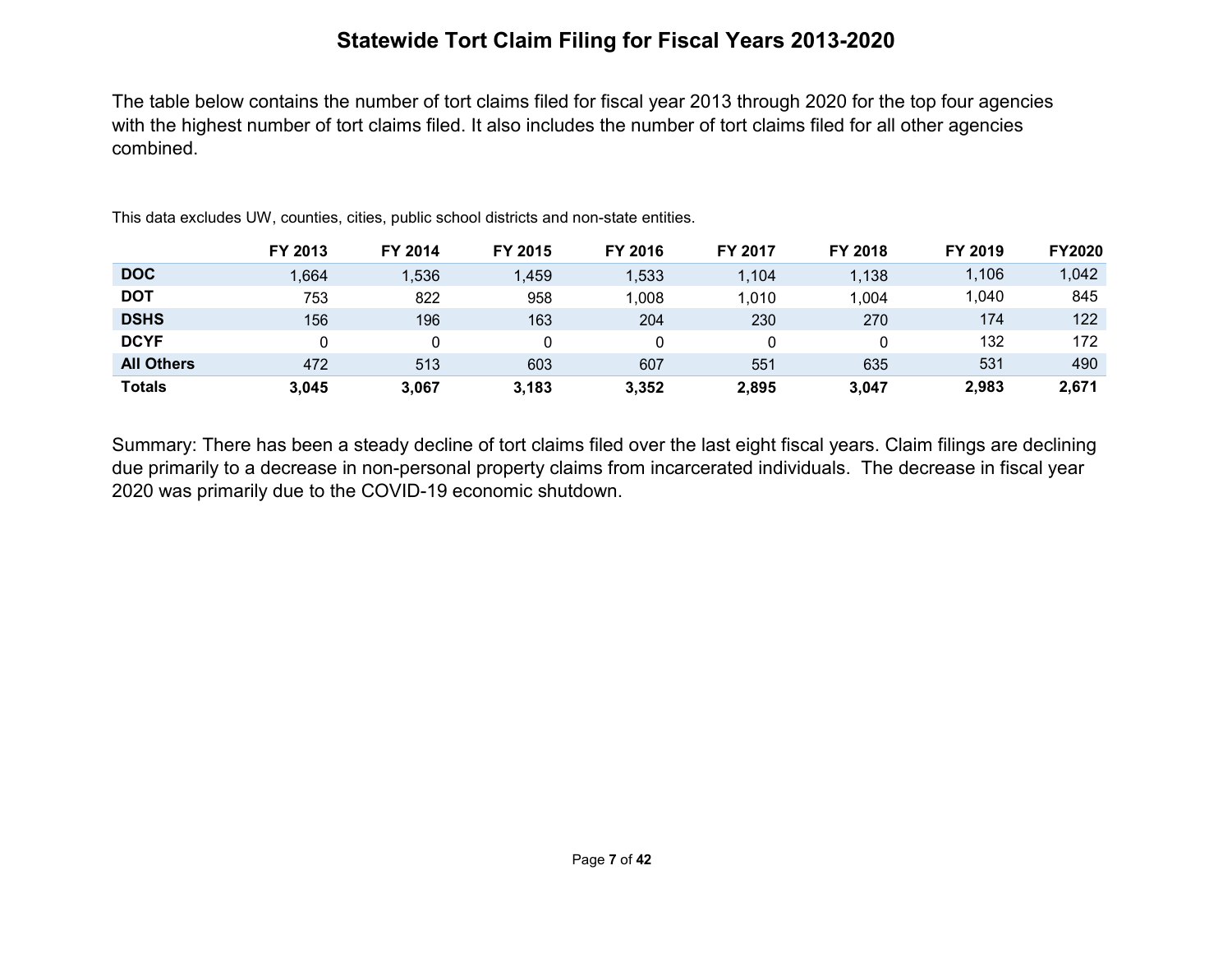# Statewide Tort Claim Filing for Fiscal Years 2013-2020

The table below contains the number of tort claims filed for fiscal year 2013 through 2020 for the top four agencies with the highest number of tort claims filed. It also includes the number of tort claims filed for all other agencies combined.

This data excludes UW, counties, cities, public school districts and non-state entities.

| | FY 2013 | FY 2014 | FY 2015 | FY 2016 | FY 2017 | FY 2018 | FY 2019 | FY2020 |
|---|---|---|---|---|---|---|---|---|
| **DOC** | 1,664 | 1,536 | 1,459 | 1,533 | 1,104 | 1,138 | 1,106 | 1,042 |
| **DOT** | 753 | 822 | 958 | 1,008 | 1,010 | 1,004 | 1,040 | 845 |
| **DSHS** | 156 | 196 | 163 | 204 | 230 | 270 | 174 | 122 |
| **DCYF** | 0 | 0 | 0 | 0 | 0 | 0 | 132 | 172 |
| **All Others** | 472 | 513 | 603 | 607 | 551 | 635 | 531 | 490 |
| **Totals** | **3,045** | **3,067** | **3,183** | **3,352** | **2,895** | **3,047** | **2,983** | **2,671** |

Summary: There has been a steady decline of tort claims filed over the last eight fiscal years. Claim filings are declining due primarily to a decrease in non-personal property claims from incarcerated individuals. The decrease in fiscal year 2020 was primarily due to the COVID-19 economic shutdown.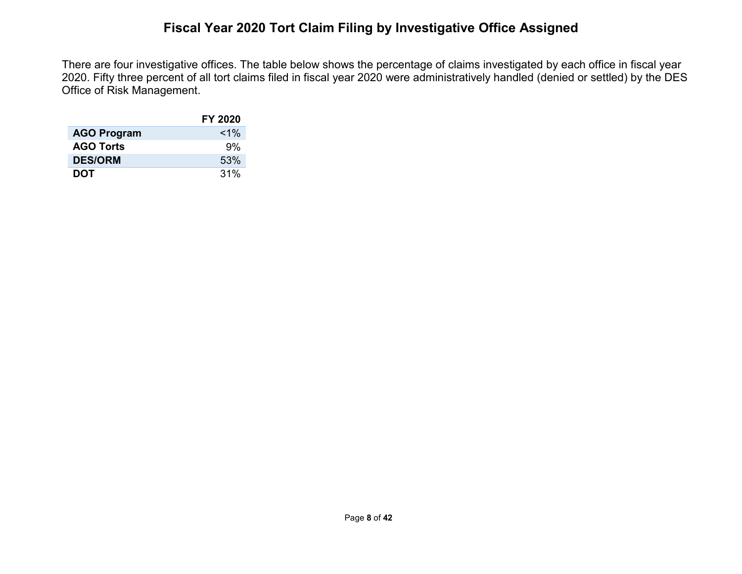# Fiscal Year 2020 Tort Claim Filing by Investigative Office Assigned

There are four investigative offices. The table below shows the percentage of claims investigated by each office in fiscal year 2020. Fifty three percent of all tort claims filed in fiscal year 2020 were administratively handled (denied or settled) by the DES Office of Risk Management.

| | FY 2020 |
|---|---|
| **AGO Program** | <1% |
| **AGO Torts** | 9% |
| **DES/ORM** | 53% |
| **DOT** | 31% |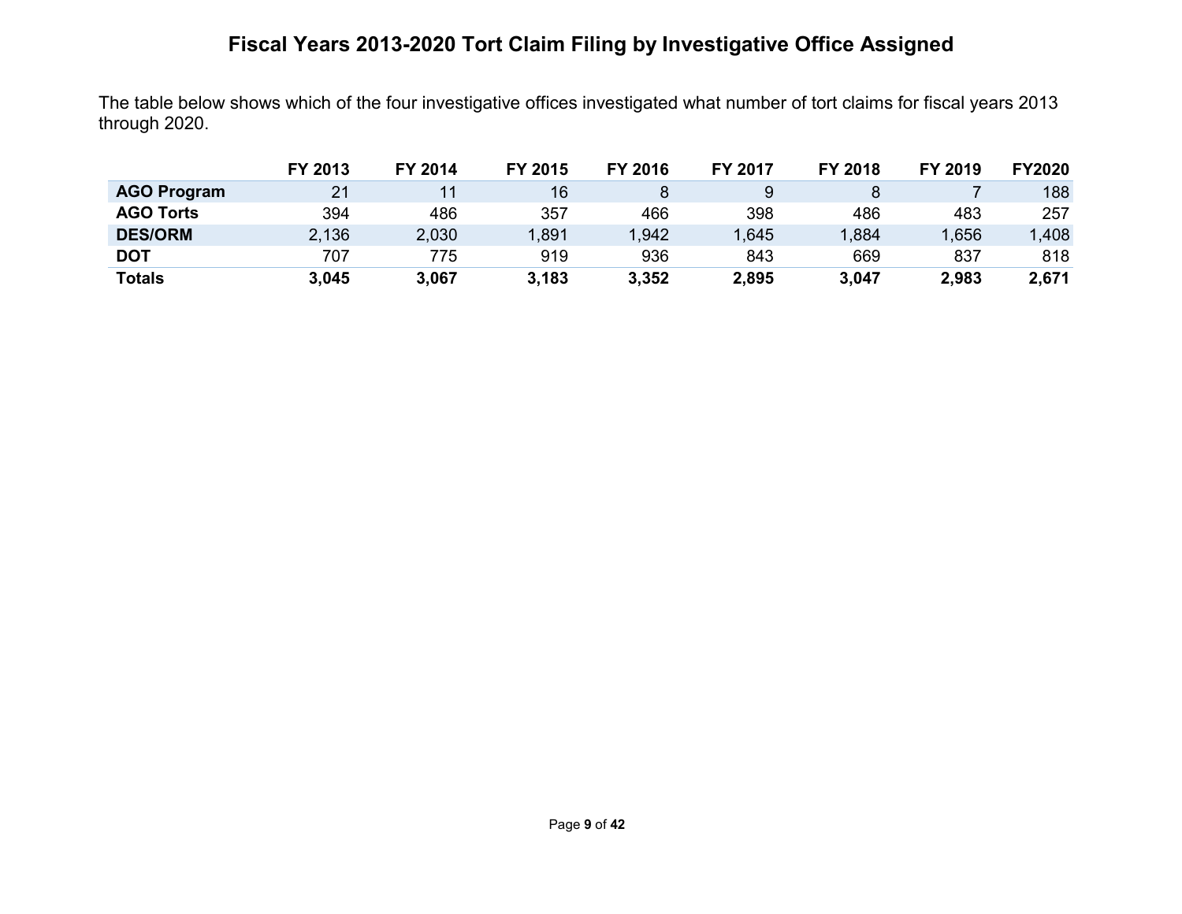# Fiscal Years 2013-2020 Tort Claim Filing by Investigative Office Assigned

The table below shows which of the four investigative offices investigated what number of tort claims for fiscal years 2013 through 2020.

| | FY 2013 | FY 2014 | FY 2015 | FY 2016 | FY 2017 | FY 2018 | FY 2019 | FY2020 |
|---|---|---|---|---|---|---|---|---|
| **AGO Program** | 21 | 11 | 16 | 8 | 9 | 8 | 7 | 188 |
| **AGO Torts** | 394 | 486 | 357 | 466 | 398 | 486 | 483 | 257 |
| **DES/ORM** | 2,136 | 2,030 | 1,891 | 1,942 | 1,645 | 1,884 | 1,656 | 1,408 |
| **DOT** | 707 | 775 | 919 | 936 | 843 | 669 | 837 | 818 |
| **Totals** | **3,045** | **3,067** | **3,183** | **3,352** | **2,895** | **3,047** | **2,983** | **2,671** |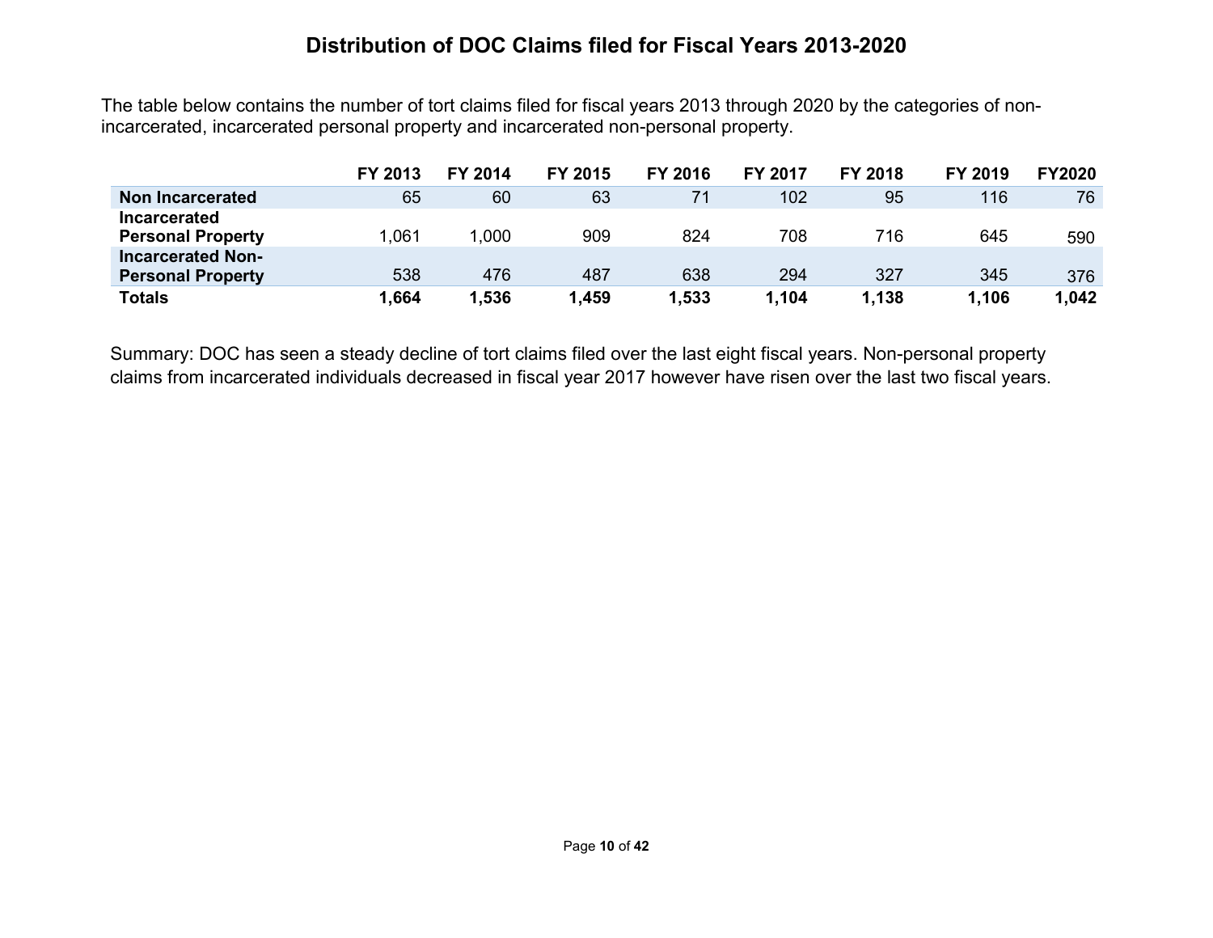# Distribution of DOC Claims filed for Fiscal Years 2013-2020

The table below contains the number of tort claims filed for fiscal years 2013 through 2020 by the categories of non-incarcerated, incarcerated personal property and incarcerated non-personal property.

| | FY 2013 | FY 2014 | FY 2015 | FY 2016 | FY 2017 | FY 2018 | FY 2019 | FY2020 |
|---|---|---|---|---|---|---|---|---|
| **Non Incarcerated** | 65 | 60 | 63 | 71 | 102 | 95 | 116 | 76 |
| **Incarcerated Personal Property** | 1,061 | 1,000 | 909 | 824 | 708 | 716 | 645 | 590 |
| **Incarcerated Non-Personal Property** | 538 | 476 | 487 | 638 | 294 | 327 | 345 | 376 |
| **Totals** | **1,664** | **1,536** | **1,459** | **1,533** | **1,104** | **1,138** | **1,106** | **1,042** |

Summary: DOC has seen a steady decline of tort claims filed over the last eight fiscal years. Non-personal property claims from incarcerated individuals decreased in fiscal year 2017 however have risen over the last two fiscal years.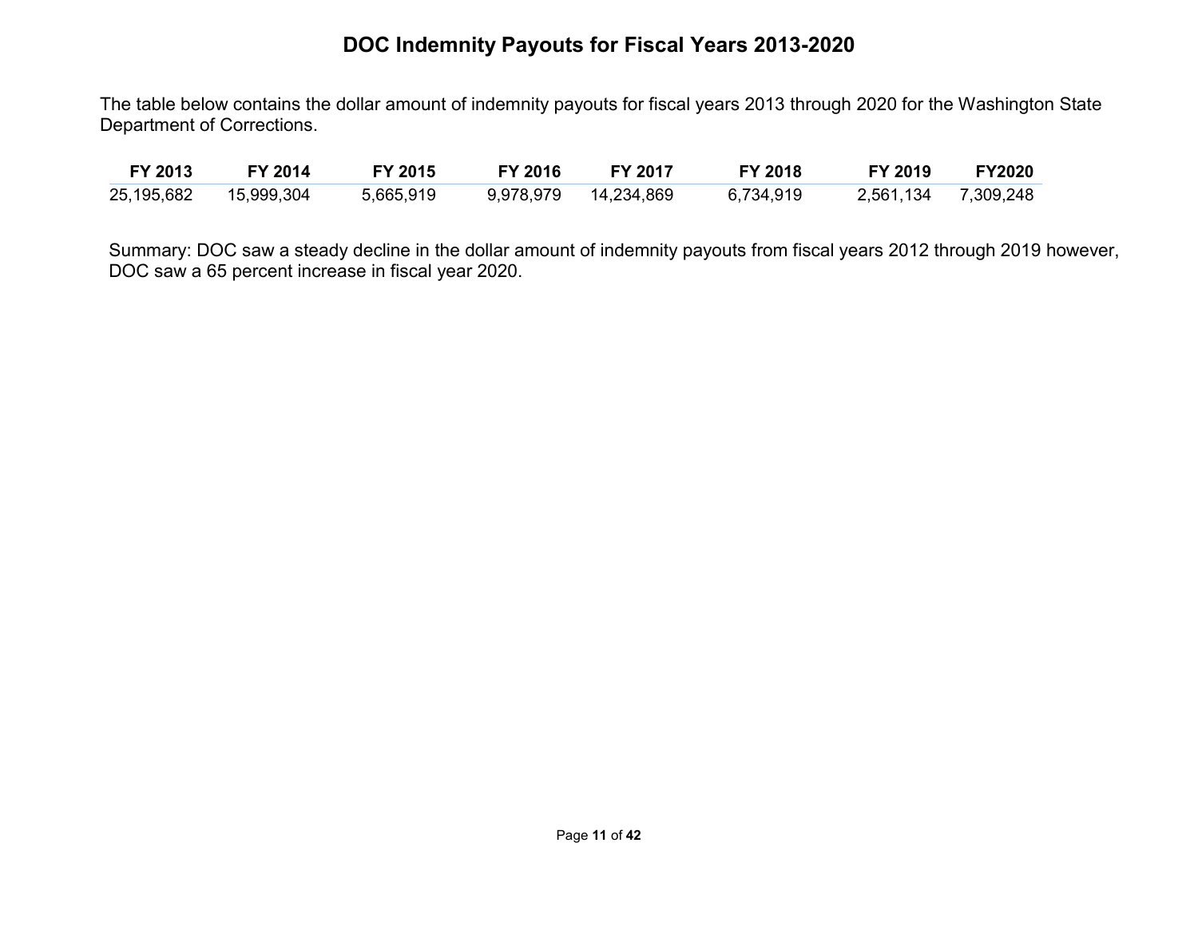# DOC Indemnity Payouts for Fiscal Years 2013-2020

The table below contains the dollar amount of indemnity payouts for fiscal years 2013 through 2020 for the Washington State Department of Corrections.

| FY 2013 | FY 2014 | FY 2015 | FY 2016 | FY 2017 | FY 2018 | FY 2019 | FY2020 |
|---|---|---|---|---|---|---|---|
| 25,195,682 | 15,999,304 | 5,665,919 | 9,978,979 | 14,234,869 | 6,734,919 | 2,561,134 | 7,309,248 |

Summary: DOC saw a steady decline in the dollar amount of indemnity payouts from fiscal years 2012 through 2019 however, DOC saw a 65 percent increase in fiscal year 2020.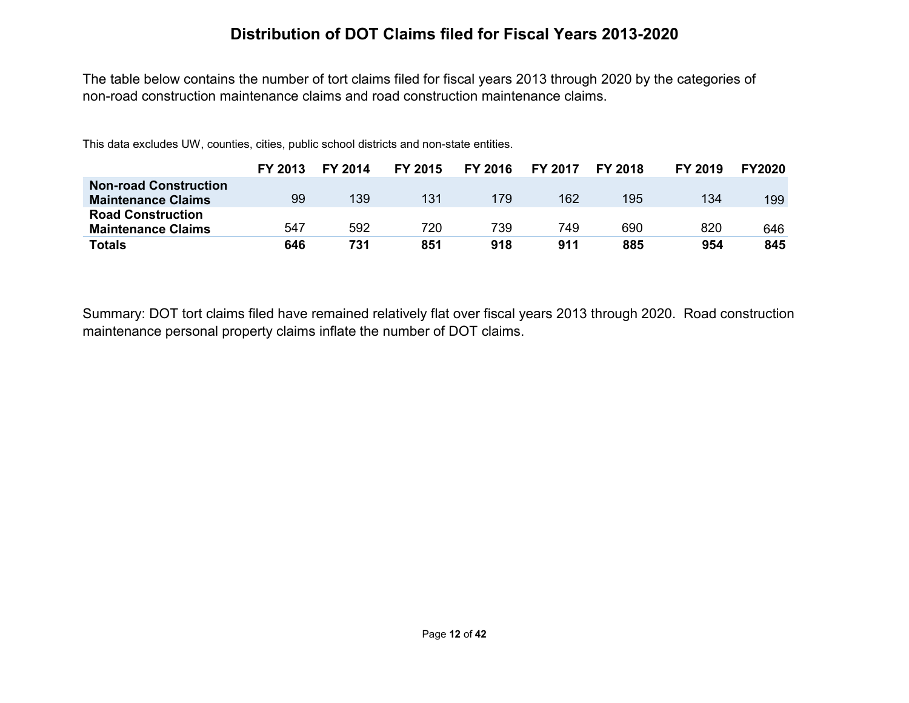# Distribution of DOT Claims filed for Fiscal Years 2013-2020

The table below contains the number of tort claims filed for fiscal years 2013 through 2020 by the categories of non-road construction maintenance claims and road construction maintenance claims.

This data excludes UW, counties, cities, public school districts and non-state entities.

| | FY 2013 | FY 2014 | FY 2015 | FY 2016 | FY 2017 | FY 2018 | FY 2019 | FY2020 |
|---|---|---|---|---|---|---|---|---|
| **Non-road Construction Maintenance Claims** | 99 | 139 | 131 | 179 | 162 | 195 | 134 | 199 |
| **Road Construction Maintenance Claims** | 547 | 592 | 720 | 739 | 749 | 690 | 820 | 646 |
| **Totals** | **646** | **731** | **851** | **918** | **911** | **885** | **954** | **845** |

Summary: DOT tort claims filed have remained relatively flat over fiscal years 2013 through 2020. Road construction maintenance personal property claims inflate the number of DOT claims.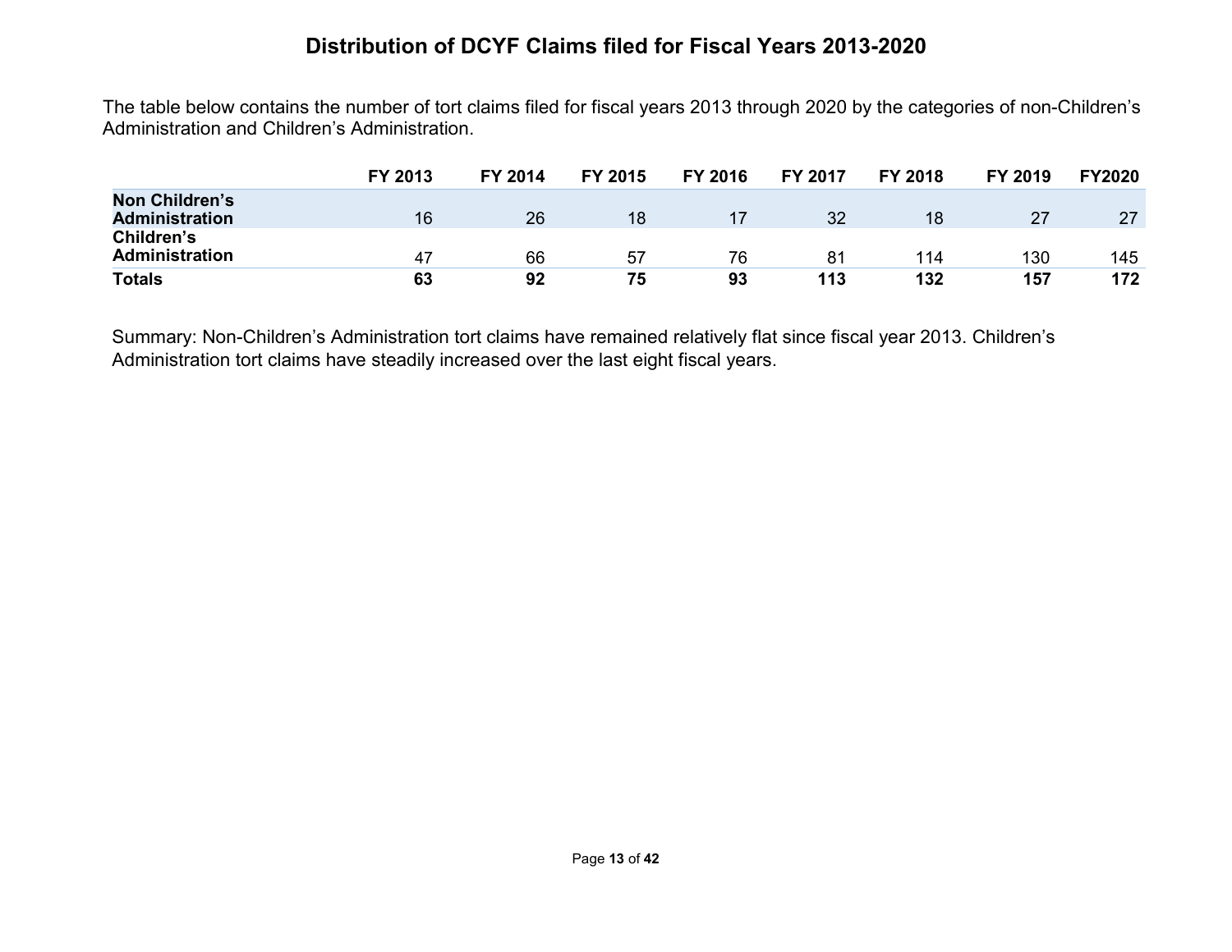# Distribution of DCYF Claims filed for Fiscal Years 2013-2020

The table below contains the number of tort claims filed for fiscal years 2013 through 2020 by the categories of non-Children's Administration and Children's Administration.

| | FY 2013 | FY 2014 | FY 2015 | FY 2016 | FY 2017 | FY 2018 | FY 2019 | FY2020 |
|---|---|---|---|---|---|---|---|---|
| **Non Children's Administration** | 16 | 26 | 18 | 17 | 32 | 18 | 27 | 27 |
| **Children's Administration** | 47 | 66 | 57 | 76 | 81 | 114 | 130 | 145 |
| **Totals** | **63** | **92** | **75** | **93** | **113** | **132** | **157** | **172** |

Summary: Non-Children's Administration tort claims have remained relatively flat since fiscal year 2013. Children's Administration tort claims have steadily increased over the last eight fiscal years.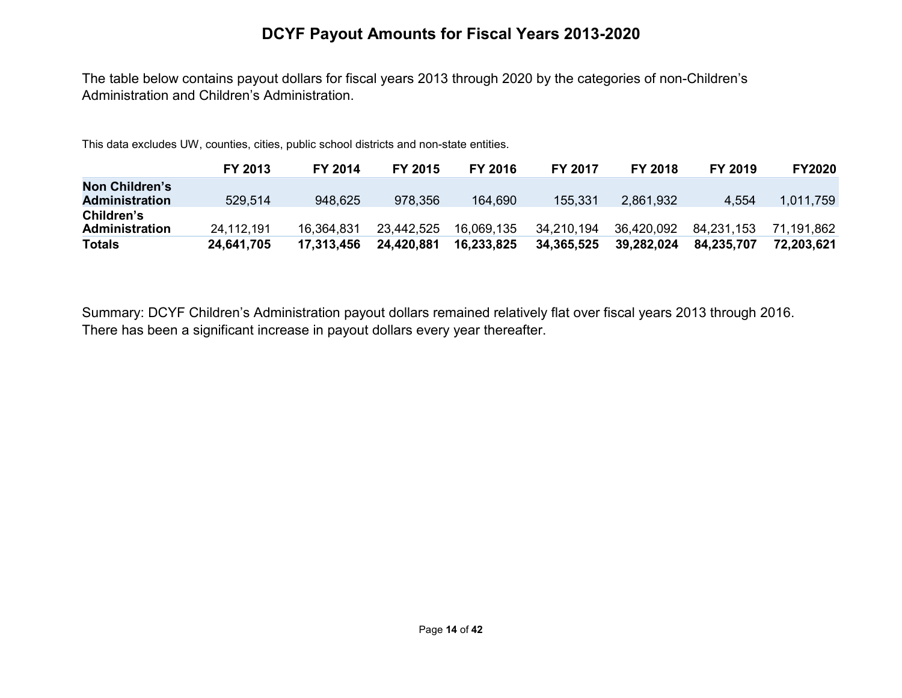# DCYF Payout Amounts for Fiscal Years 2013-2020

The table below contains payout dollars for fiscal years 2013 through 2020 by the categories of non-Children's Administration and Children's Administration.

This data excludes UW, counties, cities, public school districts and non-state entities.

| | FY 2013 | FY 2014 | FY 2015 | FY 2016 | FY 2017 | FY 2018 | FY 2019 | FY2020 |
|---|---|---|---|---|---|---|---|---|
| **Non Children's Administration** | 529,514 | 948,625 | 978,356 | 164,690 | 155,331 | 2,861,932 | 4,554 | 1,011,759 |
| **Children's Administration** | 24,112,191 | 16,364,831 | 23,442,525 | 16,069,135 | 34,210,194 | 36,420,092 | 84,231,153 | 71,191,862 |
| **Totals** | **24,641,705** | **17,313,456** | **24,420,881** | **16,233,825** | **34,365,525** | **39,282,024** | **84,235,707** | **72,203,621** |

Summary: DCYF Children's Administration payout dollars remained relatively flat over fiscal years 2013 through 2016. There has been a significant increase in payout dollars every year thereafter.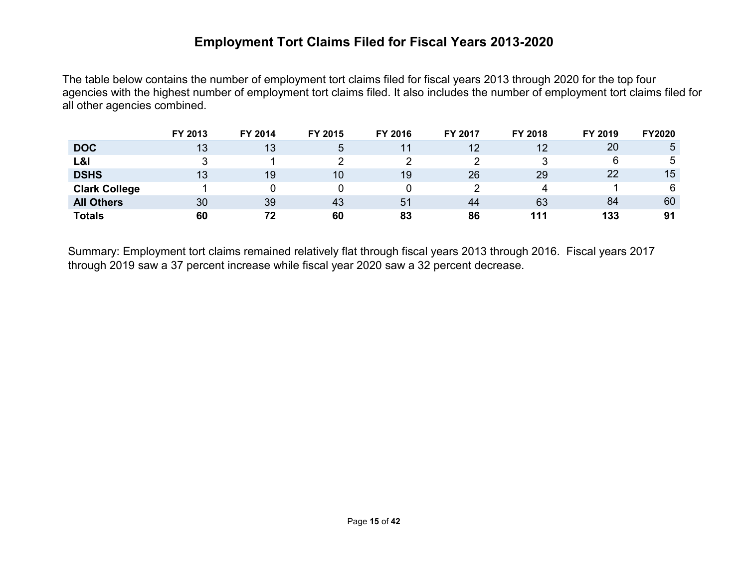# Employment Tort Claims Filed for Fiscal Years 2013-2020

The table below contains the number of employment tort claims filed for fiscal years 2013 through 2020 for the top four agencies with the highest number of employment tort claims filed. It also includes the number of employment tort claims filed for all other agencies combined.

| | FY 2013 | FY 2014 | FY 2015 | FY 2016 | FY 2017 | FY 2018 | FY 2019 | FY2020 |
|---|---|---|---|---|---|---|---|---|
| **DOC** | 13 | 13 | 5 | 11 | 12 | 12 | 20 | 5 |
| **L&I** | 3 | 1 | 2 | 2 | 2 | 3 | 6 | 5 |
| **DSHS** | 13 | 19 | 10 | 19 | 26 | 29 | 22 | 15 |
| **Clark College** | 1 | 0 | 0 | 0 | 2 | 4 | 1 | 6 |
| **All Others** | 30 | 39 | 43 | 51 | 44 | 63 | 84 | 60 |
| **Totals** | **60** | **72** | **60** | **83** | **86** | **111** | **133** | **91** |

Summary: Employment tort claims remained relatively flat through fiscal years 2013 through 2016. Fiscal years 2017 through 2019 saw a 37 percent increase while fiscal year 2020 saw a 32 percent decrease.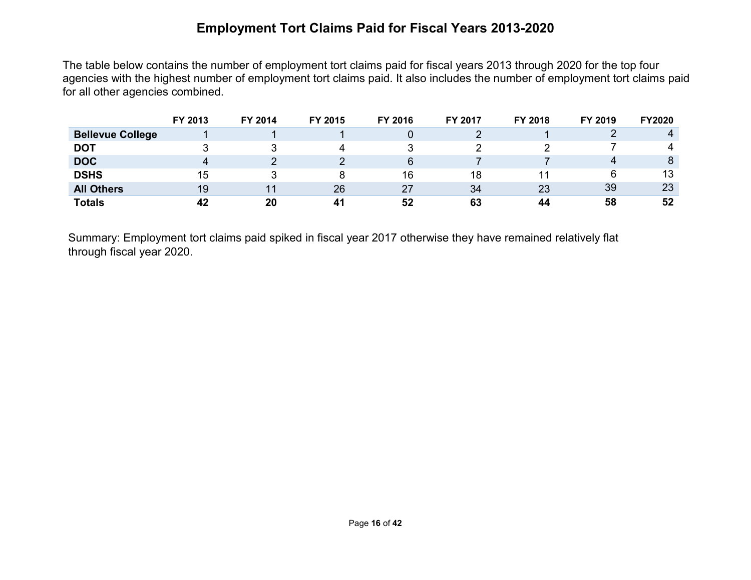# Employment Tort Claims Paid for Fiscal Years 2013-2020

The table below contains the number of employment tort claims paid for fiscal years 2013 through 2020 for the top four agencies with the highest number of employment tort claims paid. It also includes the number of employment tort claims paid for all other agencies combined.

| | FY 2013 | FY 2014 | FY 2015 | FY 2016 | FY 2017 | FY 2018 | FY 2019 | FY2020 |
|---|---|---|---|---|---|---|---|---|
| **Bellevue College** | 1 | 1 | 1 | 0 | 2 | 1 | 2 | 4 |
| **DOT** | 3 | 3 | 4 | 3 | 2 | 2 | 7 | 4 |
| **DOC** | 4 | 2 | 2 | 6 | 7 | 7 | 4 | 8 |
| **DSHS** | 15 | 3 | 8 | 16 | 18 | 11 | 6 | 13 |
| **All Others** | 19 | 11 | 26 | 27 | 34 | 23 | 39 | 23 |
| **Totals** | **42** | **20** | **41** | **52** | **63** | **44** | **58** | **52** |

Summary: Employment tort claims paid spiked in fiscal year 2017 otherwise they have remained relatively flat through fiscal year 2020.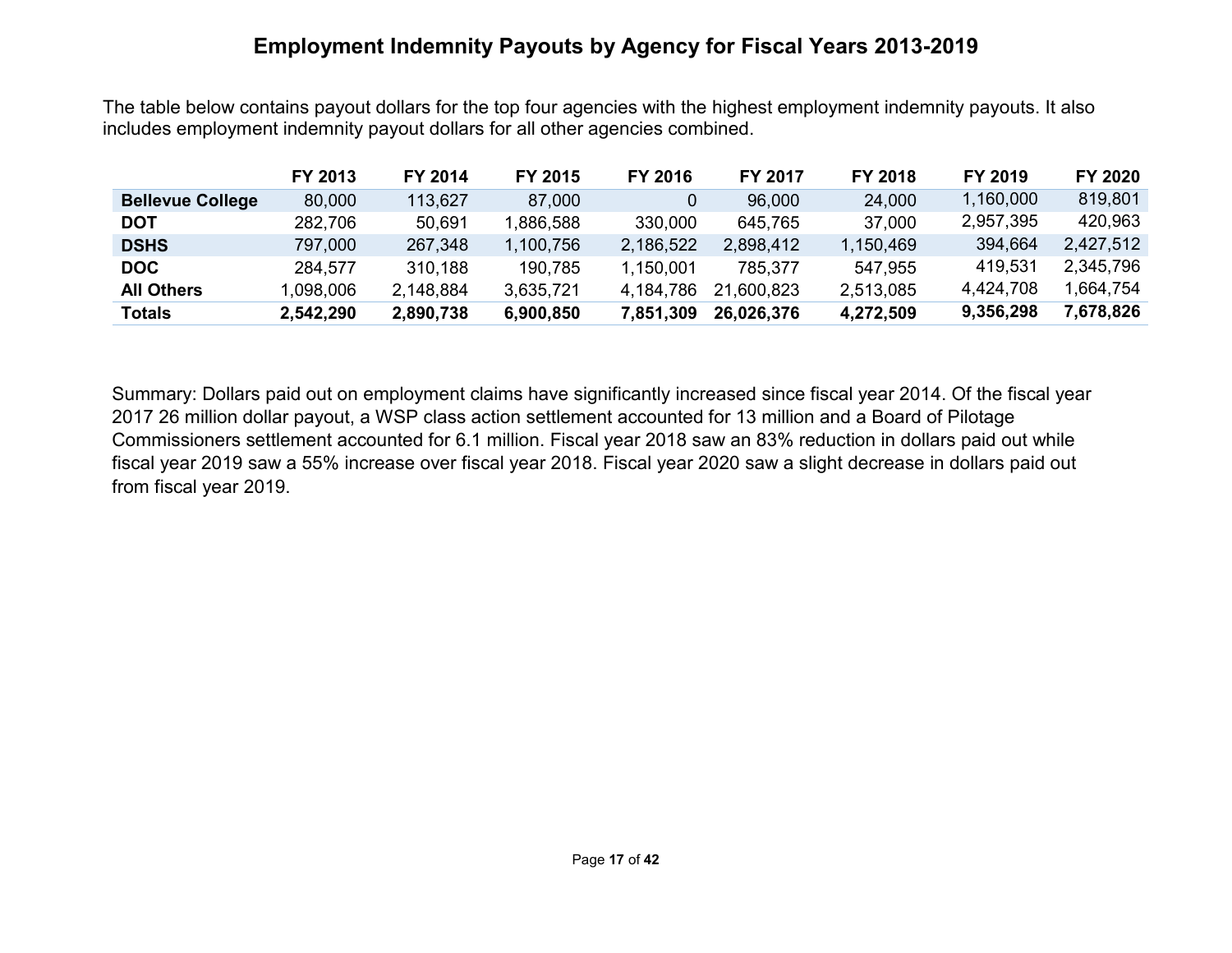# Employment Indemnity Payouts by Agency for Fiscal Years 2013-2019

The table below contains payout dollars for the top four agencies with the highest employment indemnity payouts. It also includes employment indemnity payout dollars for all other agencies combined.

| | FY 2013 | FY 2014 | FY 2015 | FY 2016 | FY 2017 | FY 2018 | FY 2019 | FY 2020 |
|---|---|---|---|---|---|---|---|---|
| **Bellevue College** | 80,000 | 113,627 | 87,000 | 0 | 96,000 | 24,000 | 1,160,000 | 819,801 |
| **DOT** | 282,706 | 50,691 | 1,886,588 | 330,000 | 645,765 | 37,000 | 2,957,395 | 420,963 |
| **DSHS** | 797,000 | 267,348 | 1,100,756 | 2,186,522 | 2,898,412 | 1,150,469 | 394,664 | 2,427,512 |
| **DOC** | 284,577 | 310,188 | 190,785 | 1,150,001 | 785,377 | 547,955 | 419,531 | 2,345,796 |
| **All Others** | 1,098,006 | 2,148,884 | 3,635,721 | 4,184,786 | 21,600,823 | 2,513,085 | 4,424,708 | 1,664,754 |
| **Totals** | **2,542,290** | **2,890,738** | **6,900,850** | **7,851,309** | **26,026,376** | **4,272,509** | **9,356,298** | **7,678,826** |

Summary: Dollars paid out on employment claims have significantly increased since fiscal year 2014. Of the fiscal year 2017 26 million dollar payout, a WSP class action settlement accounted for 13 million and a Board of Pilotage Commissioners settlement accounted for 6.1 million. Fiscal year 2018 saw an 83% reduction in dollars paid out while fiscal year 2019 saw a 55% increase over fiscal year 2018. Fiscal year 2020 saw a slight decrease in dollars paid out from fiscal year 2019.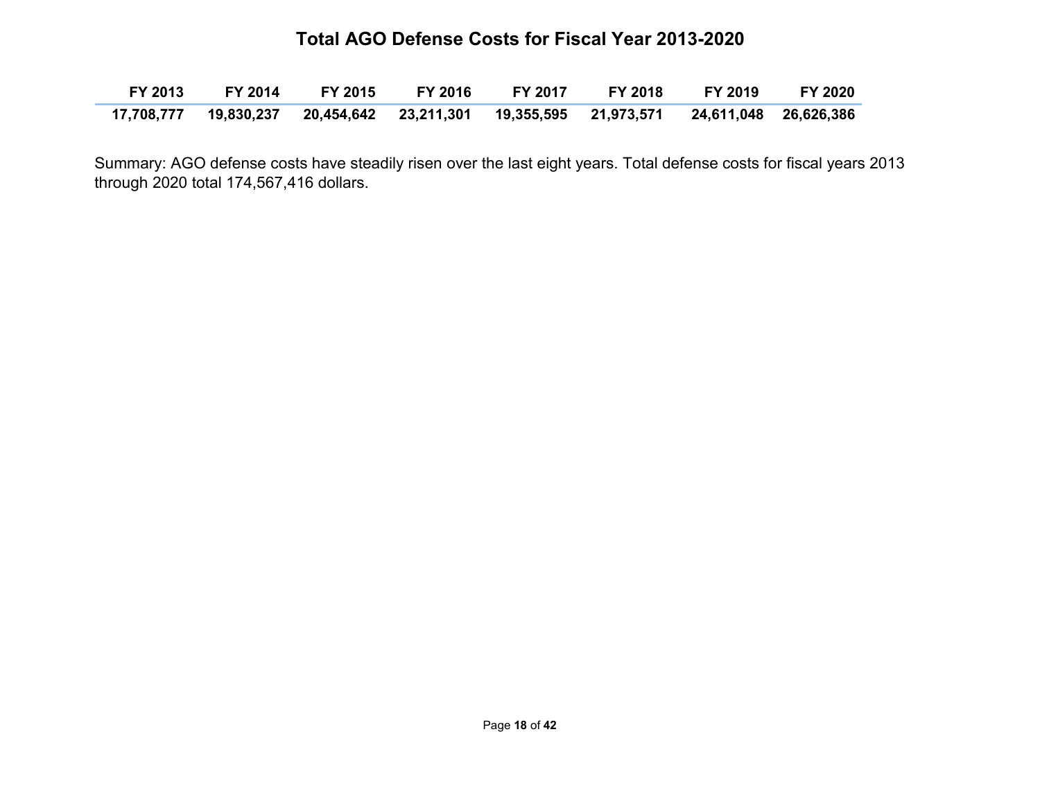# Total AGO Defense Costs for Fiscal Year 2013-2020

| FY 2013 | FY 2014 | FY 2015 | FY 2016 | FY 2017 | FY 2018 | FY 2019 | FY 2020 |
|---|---|---|---|---|---|---|---|
| 17,708,777 | 19,830,237 | 20,454,642 | 23,211,301 | 19,355,595 | 21,973,571 | 24,611,048 | 26,626,386 |

Summary: AGO defense costs have steadily risen over the last eight years. Total defense costs for fiscal years 2013 through 2020 total 174,567,416 dollars.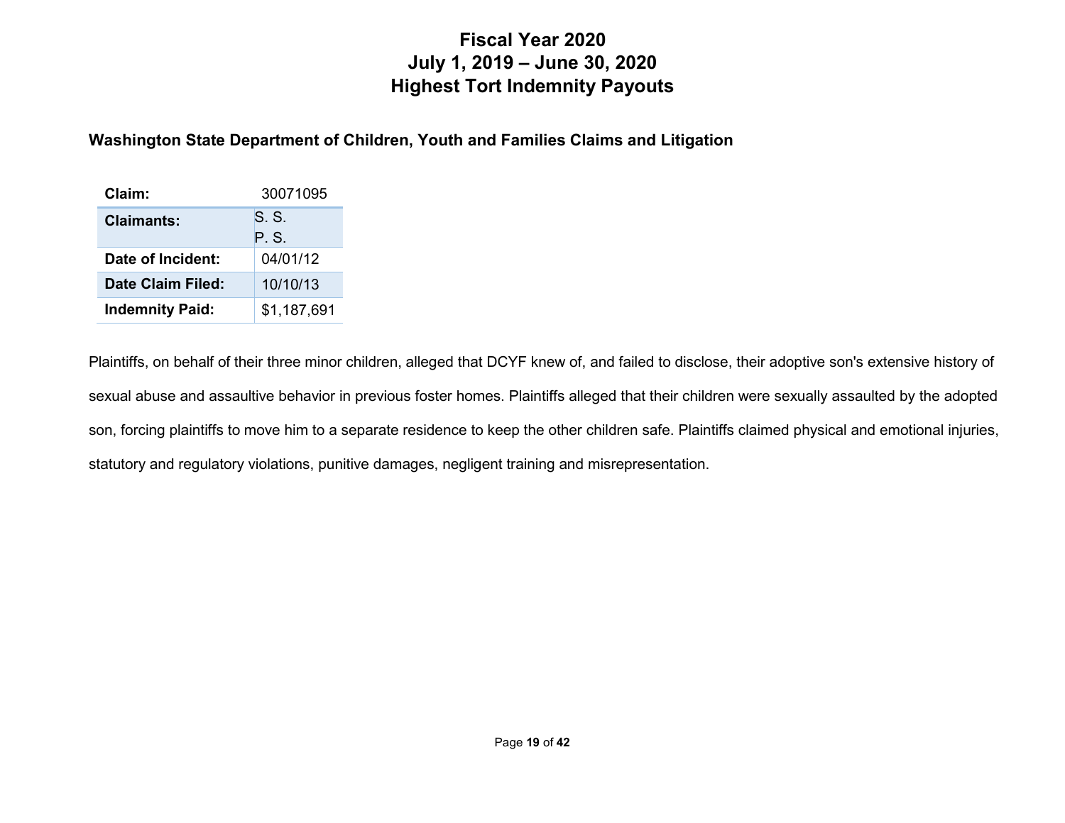# Fiscal Year 2020
# July 1, 2019 – June 30, 2020
# Highest Tort Indemnity Payouts

## Washington State Department of Children, Youth and Families Claims and Litigation

| **Claim:** | 30071095 |
|---|---|
| **Claimants:** | S. S.<br>P. S. |
| **Date of Incident:** | 04/01/12 |
| **Date Claim Filed:** | 10/10/13 |
| **Indemnity Paid:** | $1,187,691 |

Plaintiffs, on behalf of their three minor children, alleged that DCYF knew of, and failed to disclose, their adoptive son's extensive history of sexual abuse and assaultive behavior in previous foster homes. Plaintiffs alleged that their children were sexually assaulted by the adopted son, forcing plaintiffs to move him to a separate residence to keep the other children safe. Plaintiffs claimed physical and emotional injuries, statutory and regulatory violations, punitive damages, negligent training and misrepresentation.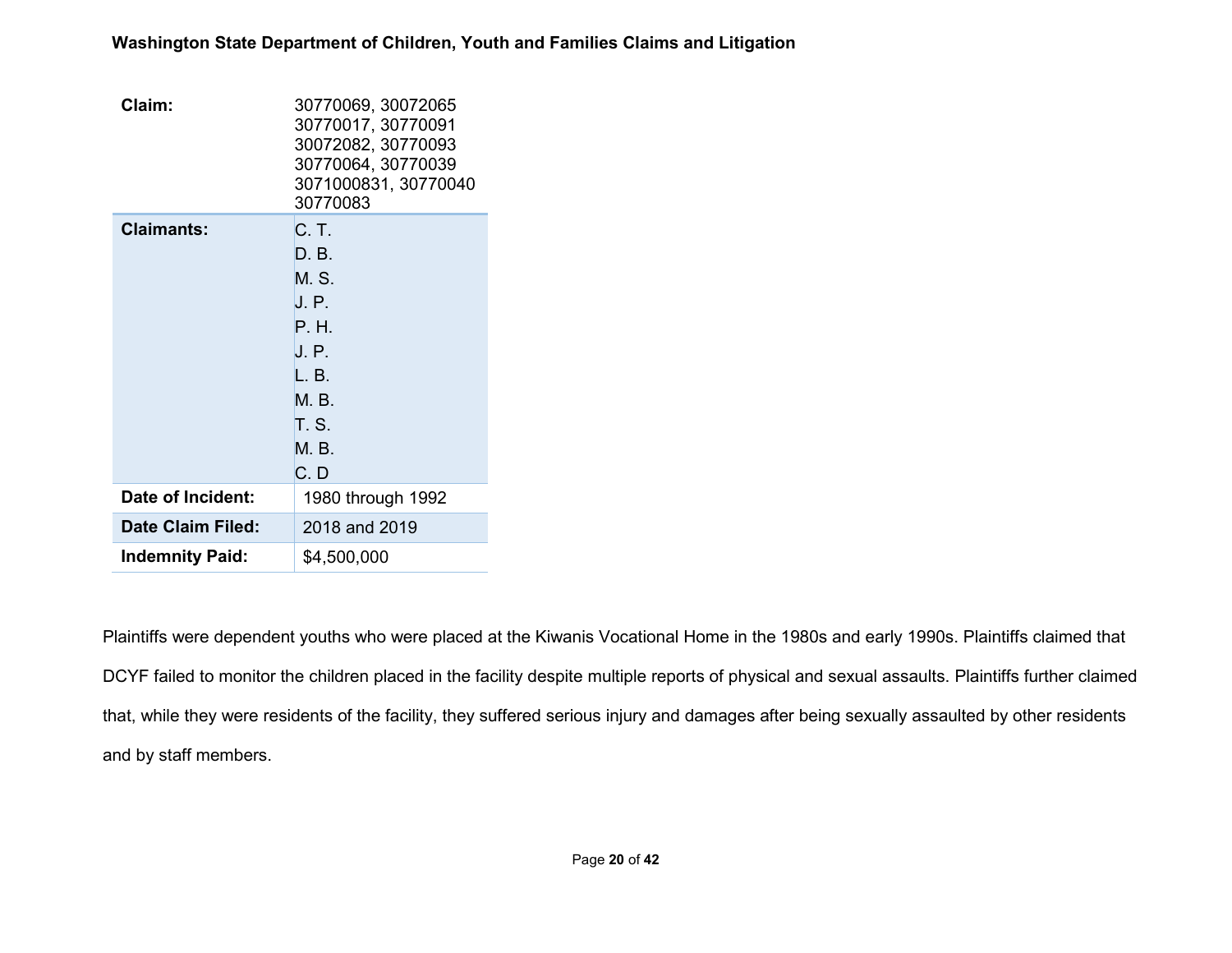**Washington State Department of Children, Youth and Families Claims and Litigation**

| | |
|---|---|
| **Claim:** | 30770069, 30072065<br>30770017, 30770091<br>30072082, 30770093<br>30770064, 30770039<br>3071000831, 30770040<br>30770083 |
| **Claimants:** | C. T.<br>D. B.<br>M. S.<br>J. P.<br>P. H.<br>J. P.<br>L. B.<br>M. B.<br>T. S.<br>M. B.<br>C. D |
| **Date of Incident:** | 1980 through 1992 |
| **Date Claim Filed:** | 2018 and 2019 |
| **Indemnity Paid:** | $4,500,000 |

Plaintiffs were dependent youths who were placed at the Kiwanis Vocational Home in the 1980s and early 1990s. Plaintiffs claimed that DCYF failed to monitor the children placed in the facility despite multiple reports of physical and sexual assaults. Plaintiffs further claimed that, while they were residents of the facility, they suffered serious injury and damages after being sexually assaulted by other residents and by staff members.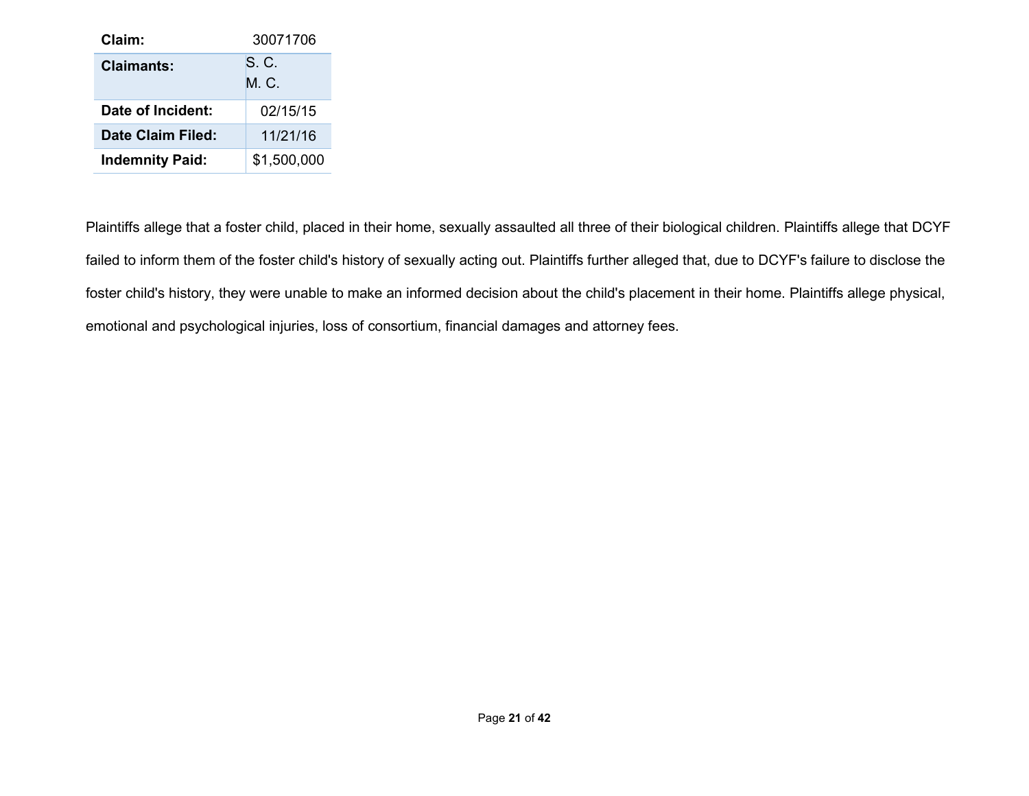| Claim: | 30071706 |
|---|---|
| **Claimants:** | S. C.<br>M. C. |
| **Date of Incident:** | 02/15/15 |
| **Date Claim Filed:** | 11/21/16 |
| **Indemnity Paid:** | $1,500,000 |

Plaintiffs allege that a foster child, placed in their home, sexually assaulted all three of their biological children. Plaintiffs allege that DCYF failed to inform them of the foster child's history of sexually acting out. Plaintiffs further alleged that, due to DCYF's failure to disclose the foster child's history, they were unable to make an informed decision about the child's placement in their home. Plaintiffs allege physical, emotional and psychological injuries, loss of consortium, financial damages and attorney fees.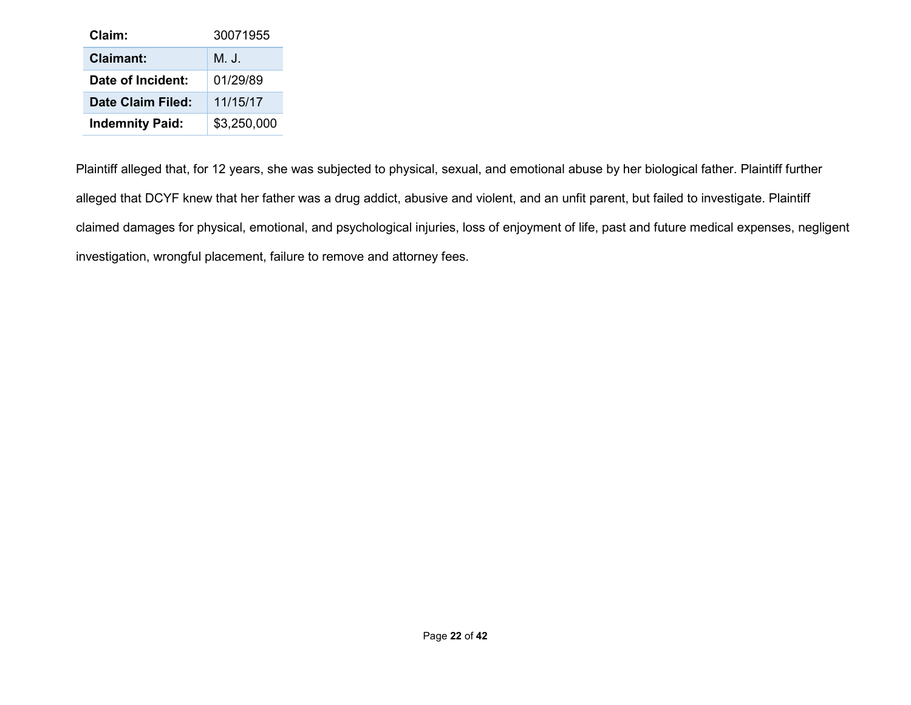| Claim: | 30071955 |
|---|---|
| **Claimant:** | M. J. |
| **Date of Incident:** | 01/29/89 |
| **Date Claim Filed:** | 11/15/17 |
| **Indemnity Paid:** | $3,250,000 |

Plaintiff alleged that, for 12 years, she was subjected to physical, sexual, and emotional abuse by her biological father. Plaintiff further alleged that DCYF knew that her father was a drug addict, abusive and violent, and an unfit parent, but failed to investigate. Plaintiff claimed damages for physical, emotional, and psychological injuries, loss of enjoyment of life, past and future medical expenses, negligent investigation, wrongful placement, failure to remove and attorney fees.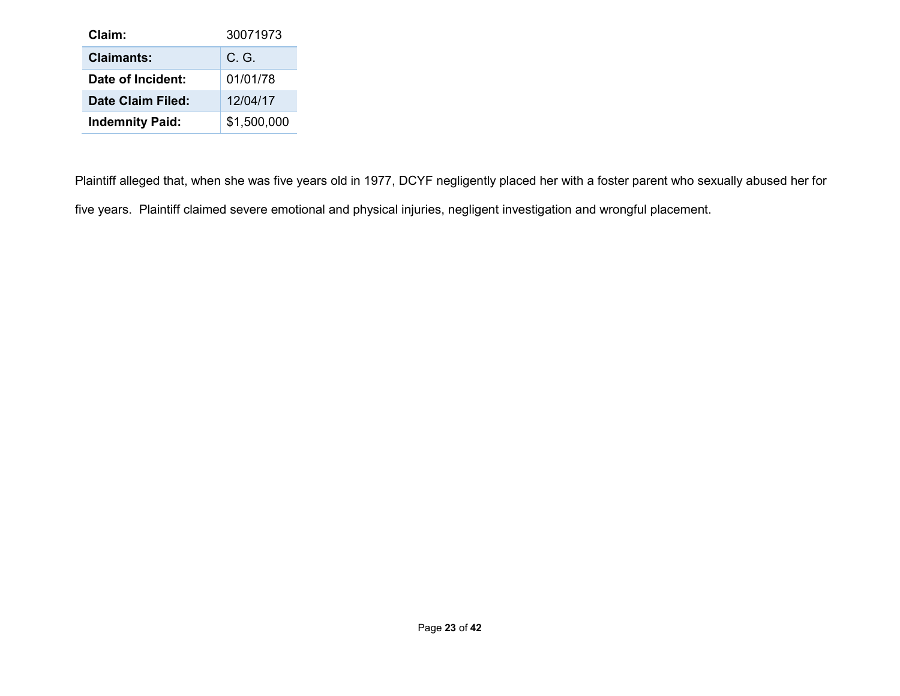| **Claim:** | 30071973 |
|---|---|
| **Claimants:** | C. G. |
| **Date of Incident:** | 01/01/78 |
| **Date Claim Filed:** | 12/04/17 |
| **Indemnity Paid:** | $1,500,000 |

Plaintiff alleged that, when she was five years old in 1977, DCYF negligently placed her with a foster parent who sexually abused her for five years. Plaintiff claimed severe emotional and physical injuries, negligent investigation and wrongful placement.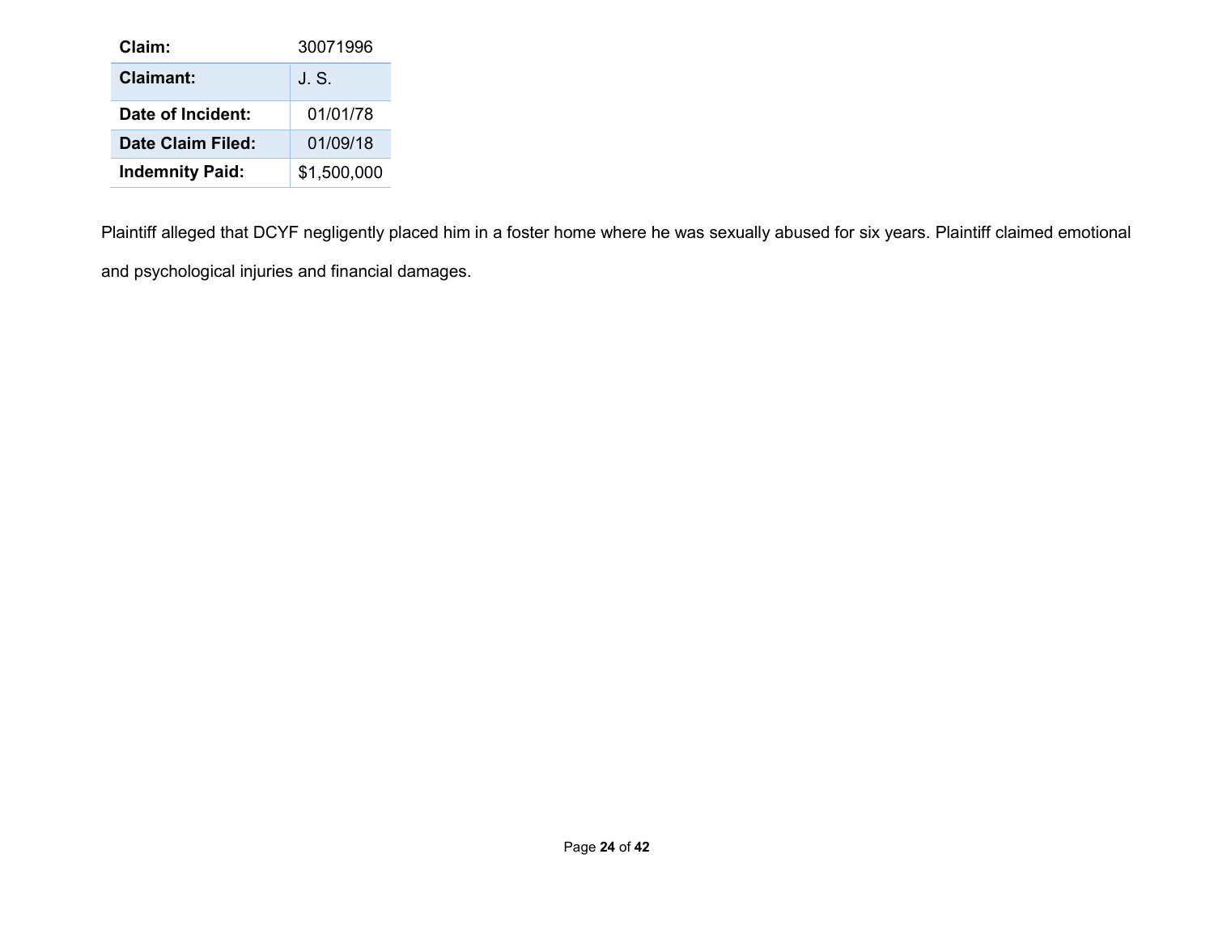| Claim: | 30071996 |
|---|---|
| **Claimant:** | J. S. |
| **Date of Incident:** | 01/01/78 |
| **Date Claim Filed:** | 01/09/18 |
| **Indemnity Paid:** | $1,500,000 |

Plaintiff alleged that DCYF negligently placed him in a foster home where he was sexually abused for six years. Plaintiff claimed emotional and psychological injuries and financial damages.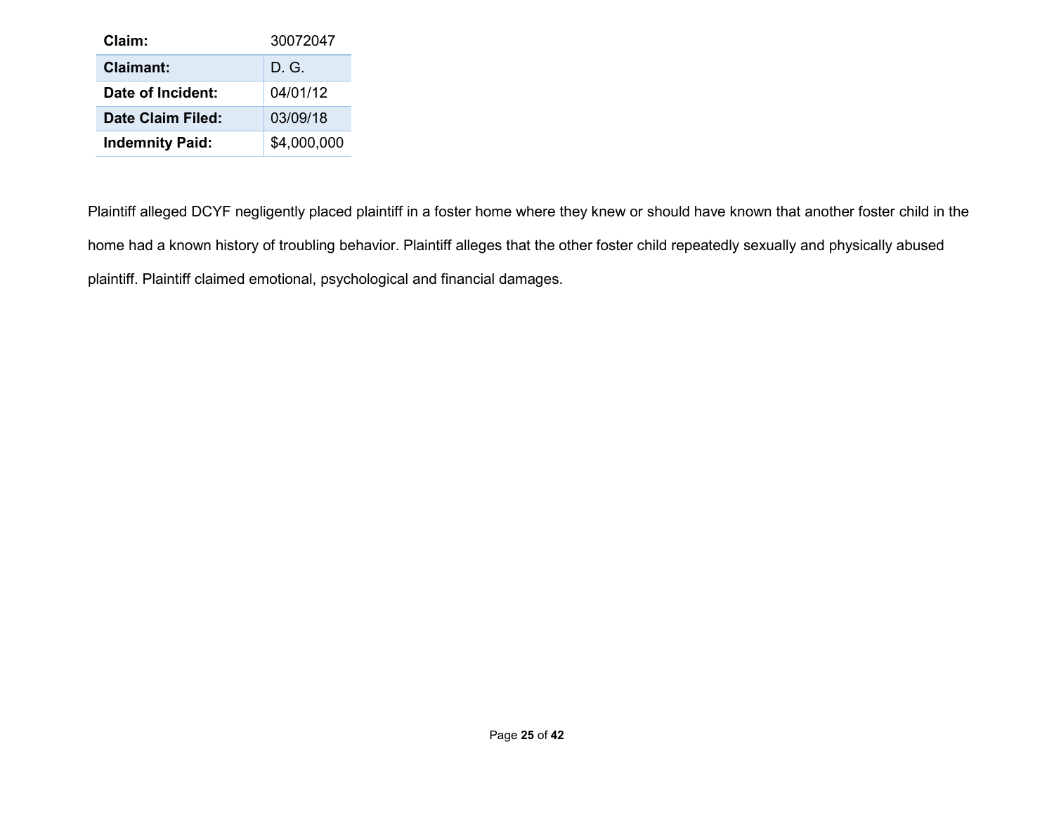| | |
|---|---|
| **Claim:** | 30072047 |
| **Claimant:** | D. G. |
| **Date of Incident:** | 04/01/12 |
| **Date Claim Filed:** | 03/09/18 |
| **Indemnity Paid:** | $4,000,000 |

Plaintiff alleged DCYF negligently placed plaintiff in a foster home where they knew or should have known that another foster child in the home had a known history of troubling behavior. Plaintiff alleges that the other foster child repeatedly sexually and physically abused plaintiff. Plaintiff claimed emotional, psychological and financial damages.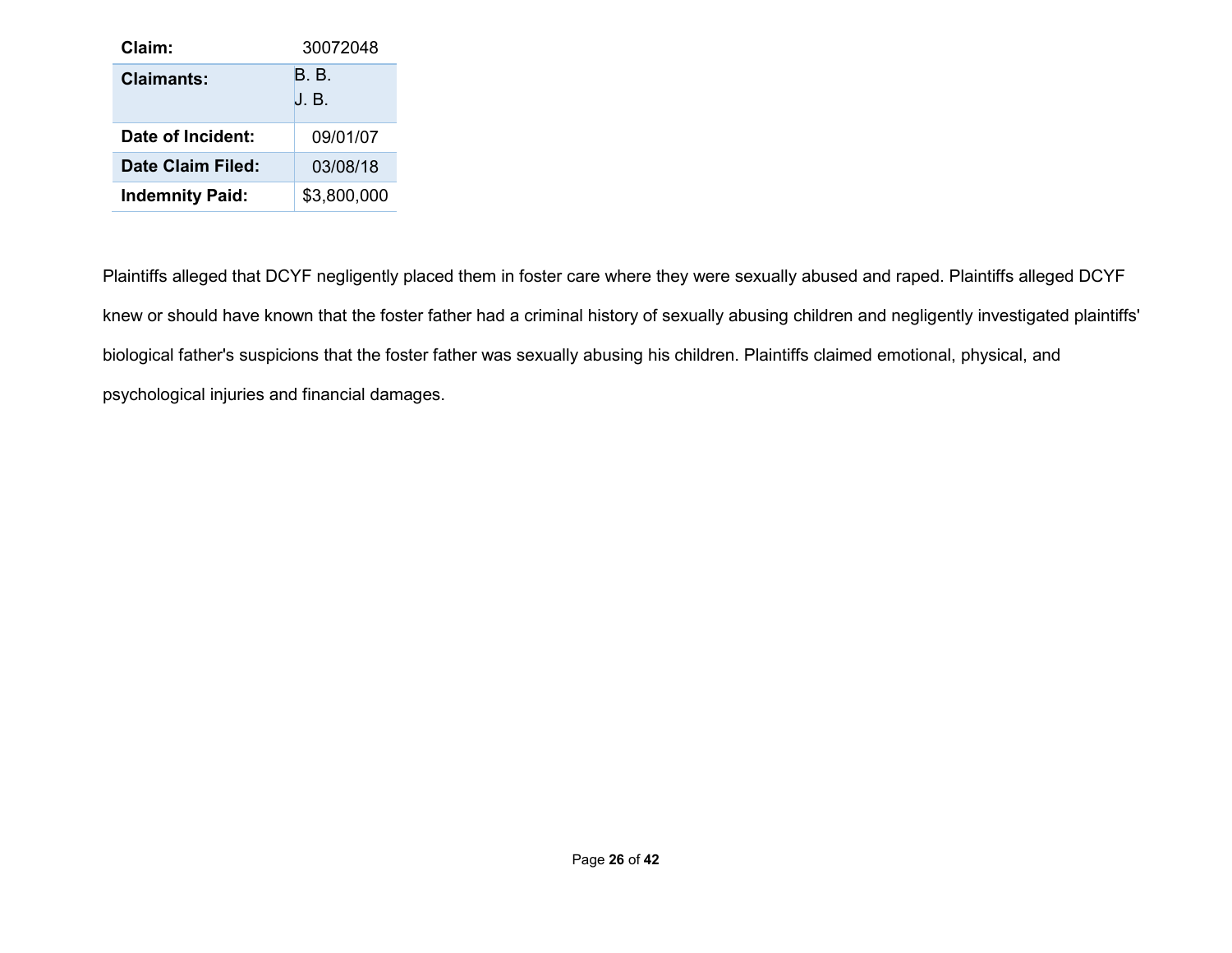| Claim: | 30072048 |
| --- | --- |
| **Claimants:** | B. B.<br>J. B. |
| **Date of Incident:** | 09/01/07 |
| **Date Claim Filed:** | 03/08/18 |
| **Indemnity Paid:** | $3,800,000 |

Plaintiffs alleged that DCYF negligently placed them in foster care where they were sexually abused and raped. Plaintiffs alleged DCYF knew or should have known that the foster father had a criminal history of sexually abusing children and negligently investigated plaintiffs' biological father's suspicions that the foster father was sexually abusing his children. Plaintiffs claimed emotional, physical, and psychological injuries and financial damages.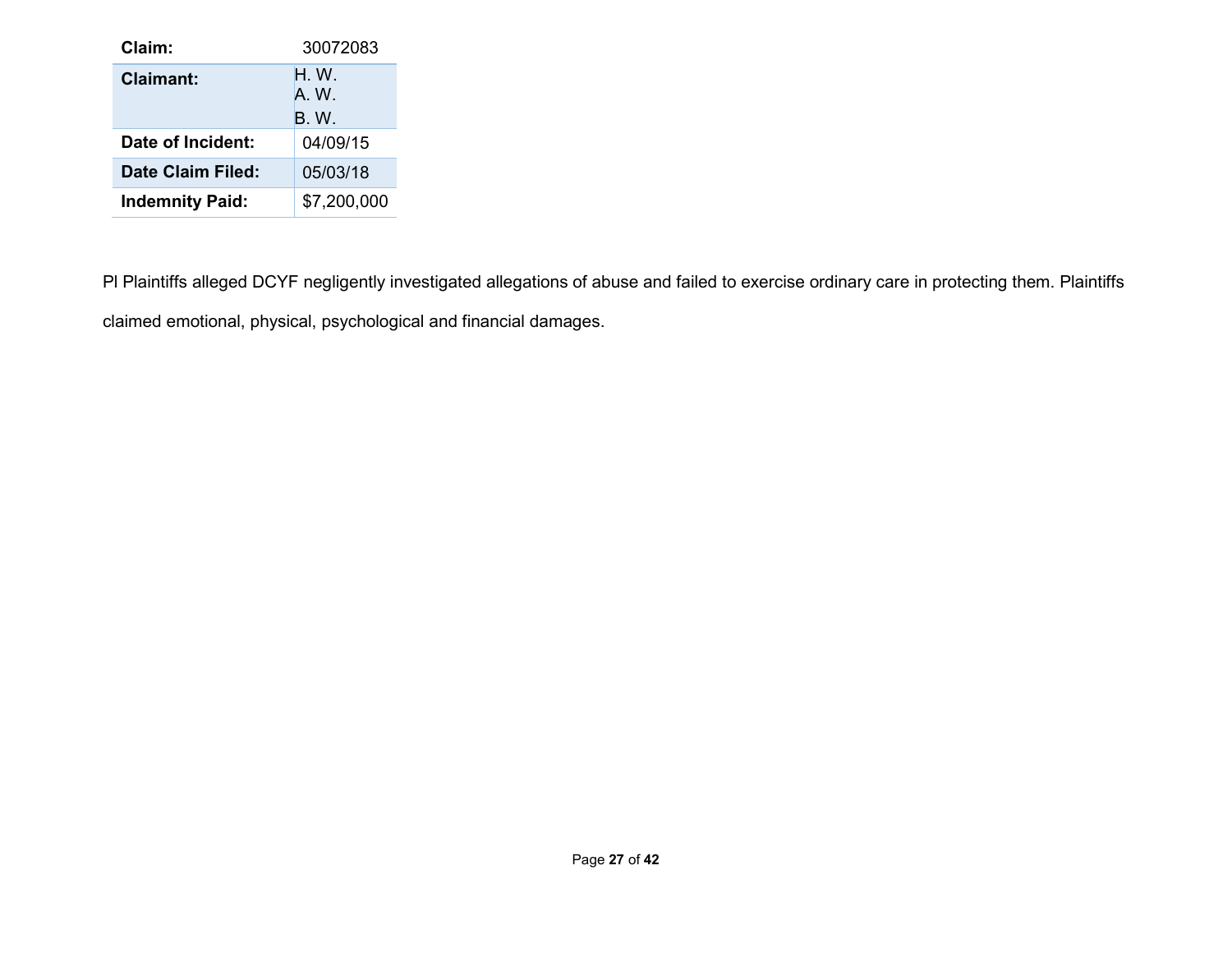| Claim: | 30072083 |
| --- | --- |
| **Claimant:** | H. W.<br>A. W.<br>B. W. |
| **Date of Incident:** | 04/09/15 |
| **Date Claim Filed:** | 05/03/18 |
| **Indemnity Paid:** | $7,200,000 |

Pl Plaintiffs alleged DCYF negligently investigated allegations of abuse and failed to exercise ordinary care in protecting them. Plaintiffs claimed emotional, physical, psychological and financial damages.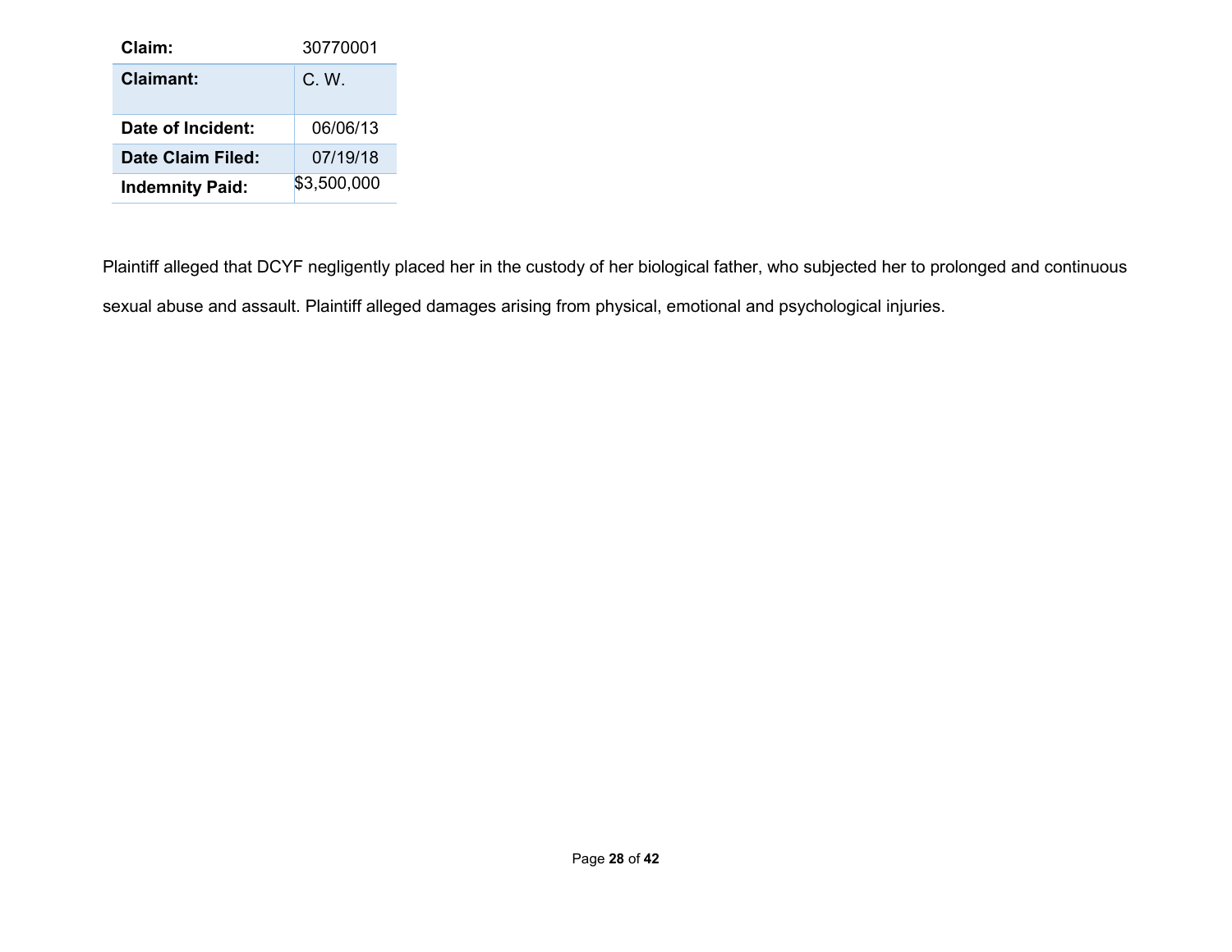| Claim: | 30770001 |
| --- | --- |
| **Claimant:** | C. W. |
| **Date of Incident:** | 06/06/13 |
| **Date Claim Filed:** | 07/19/18 |
| **Indemnity Paid:** | $3,500,000 |

Plaintiff alleged that DCYF negligently placed her in the custody of her biological father, who subjected her to prolonged and continuous sexual abuse and assault. Plaintiff alleged damages arising from physical, emotional and psychological injuries.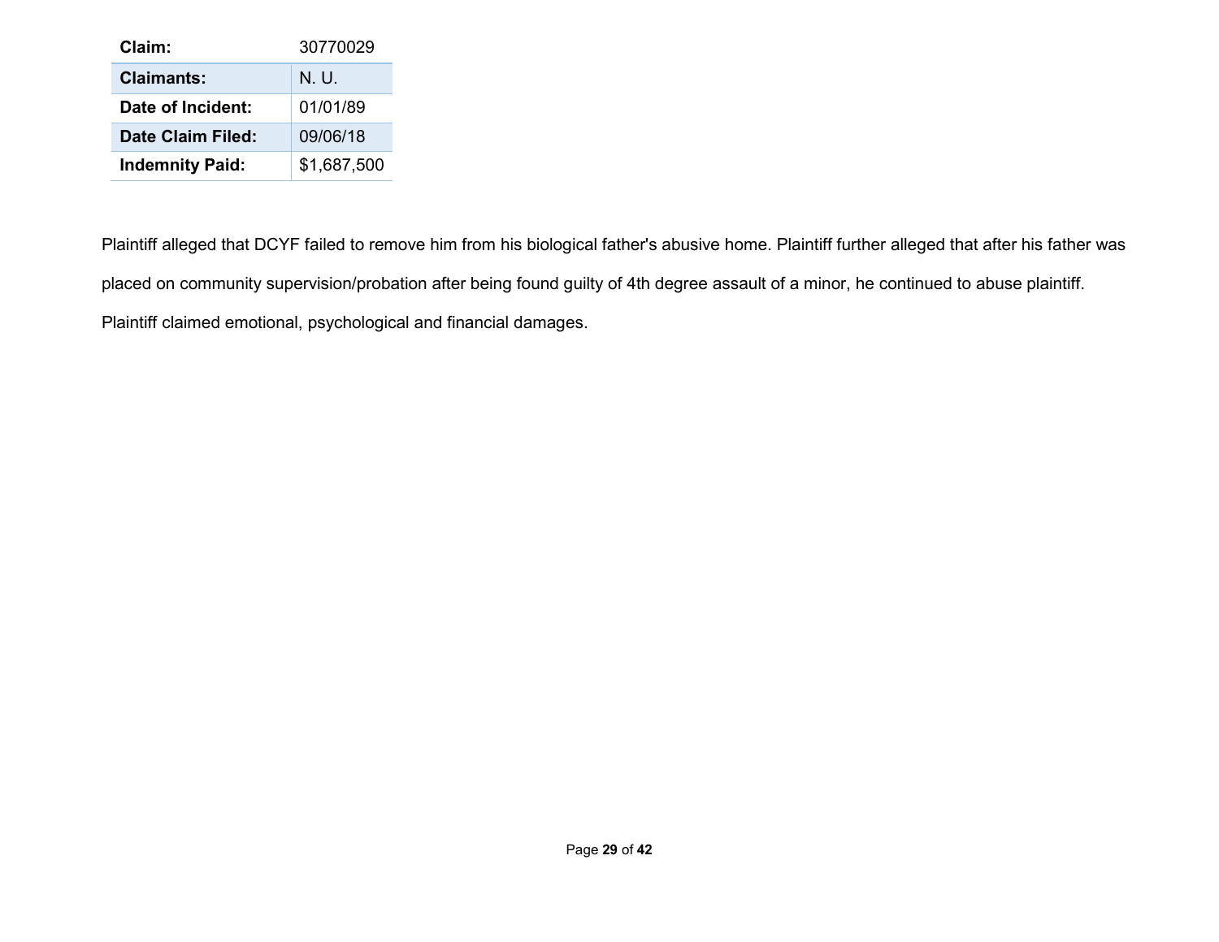| **Claim:** | 30770029 |
| --- | --- |
| **Claimants:** | N. U. |
| **Date of Incident:** | 01/01/89 |
| **Date Claim Filed:** | 09/06/18 |
| **Indemnity Paid:** | $1,687,500 |

Plaintiff alleged that DCYF failed to remove him from his biological father's abusive home. Plaintiff further alleged that after his father was placed on community supervision/probation after being found guilty of 4th degree assault of a minor, he continued to abuse plaintiff. Plaintiff claimed emotional, psychological and financial damages.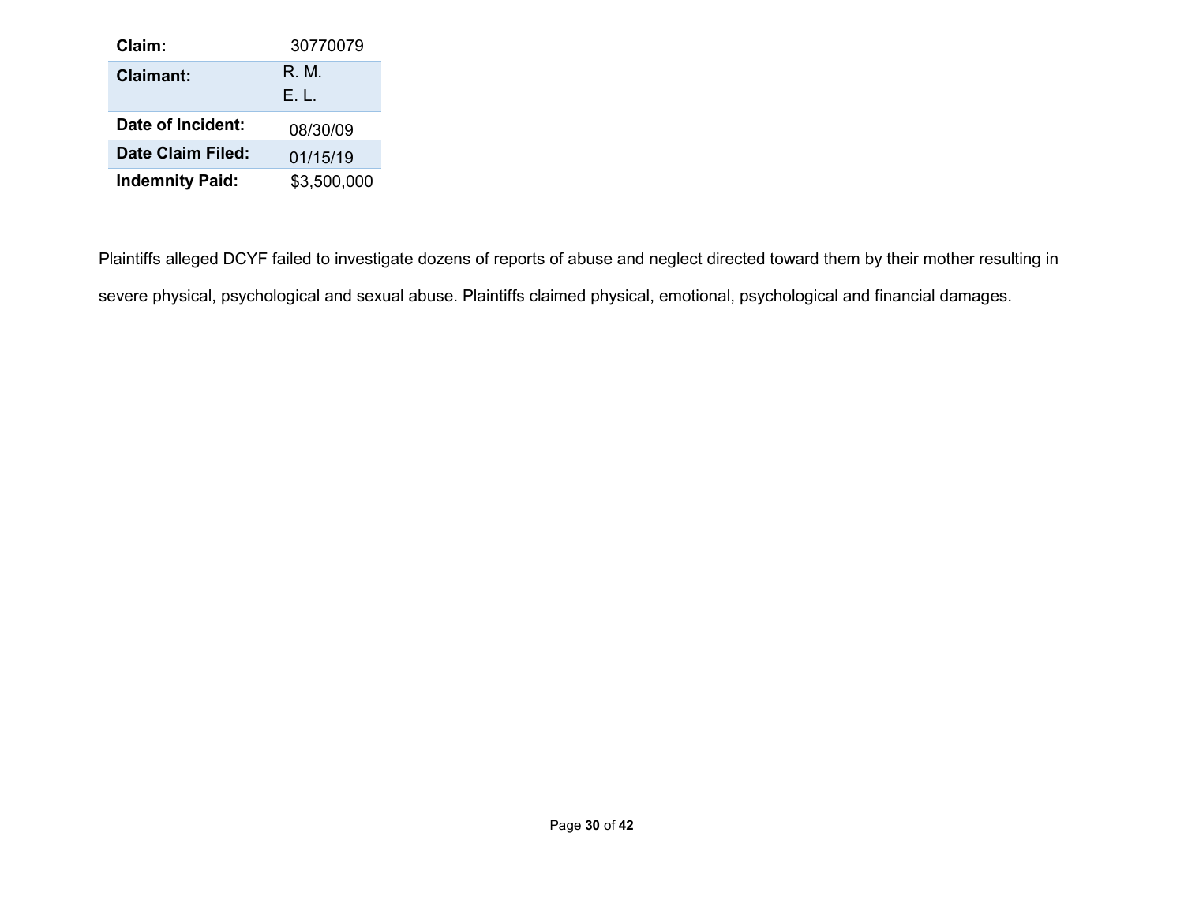| Claim: | 30770079 |
|---|---|
| **Claimant:** | R. M.<br>E. L. |
| **Date of Incident:** | 08/30/09 |
| **Date Claim Filed:** | 01/15/19 |
| **Indemnity Paid:** | $3,500,000 |

Plaintiffs alleged DCYF failed to investigate dozens of reports of abuse and neglect directed toward them by their mother resulting in severe physical, psychological and sexual abuse. Plaintiffs claimed physical, emotional, psychological and financial damages.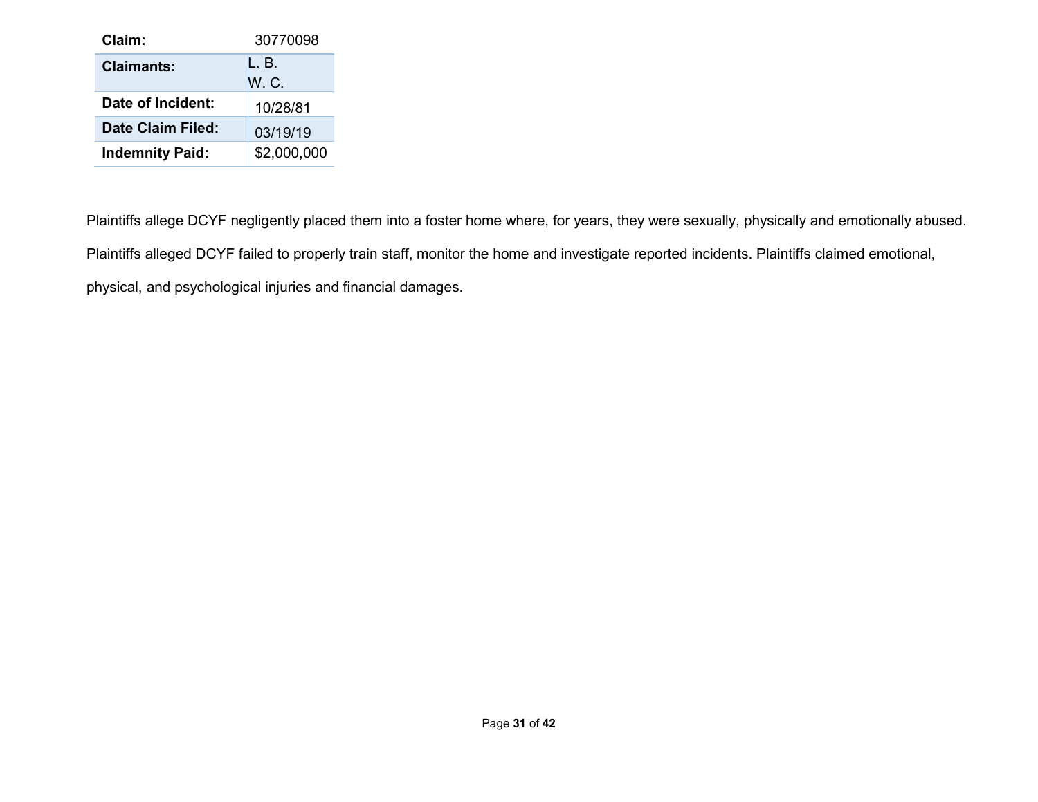| Claim: | 30770098 |
|---|---|
| **Claimants:** | L. B.<br>W. C. |
| **Date of Incident:** | 10/28/81 |
| **Date Claim Filed:** | 03/19/19 |
| **Indemnity Paid:** | $2,000,000 |

Plaintiffs allege DCYF negligently placed them into a foster home where, for years, they were sexually, physically and emotionally abused. Plaintiffs alleged DCYF failed to properly train staff, monitor the home and investigate reported incidents. Plaintiffs claimed emotional, physical, and psychological injuries and financial damages.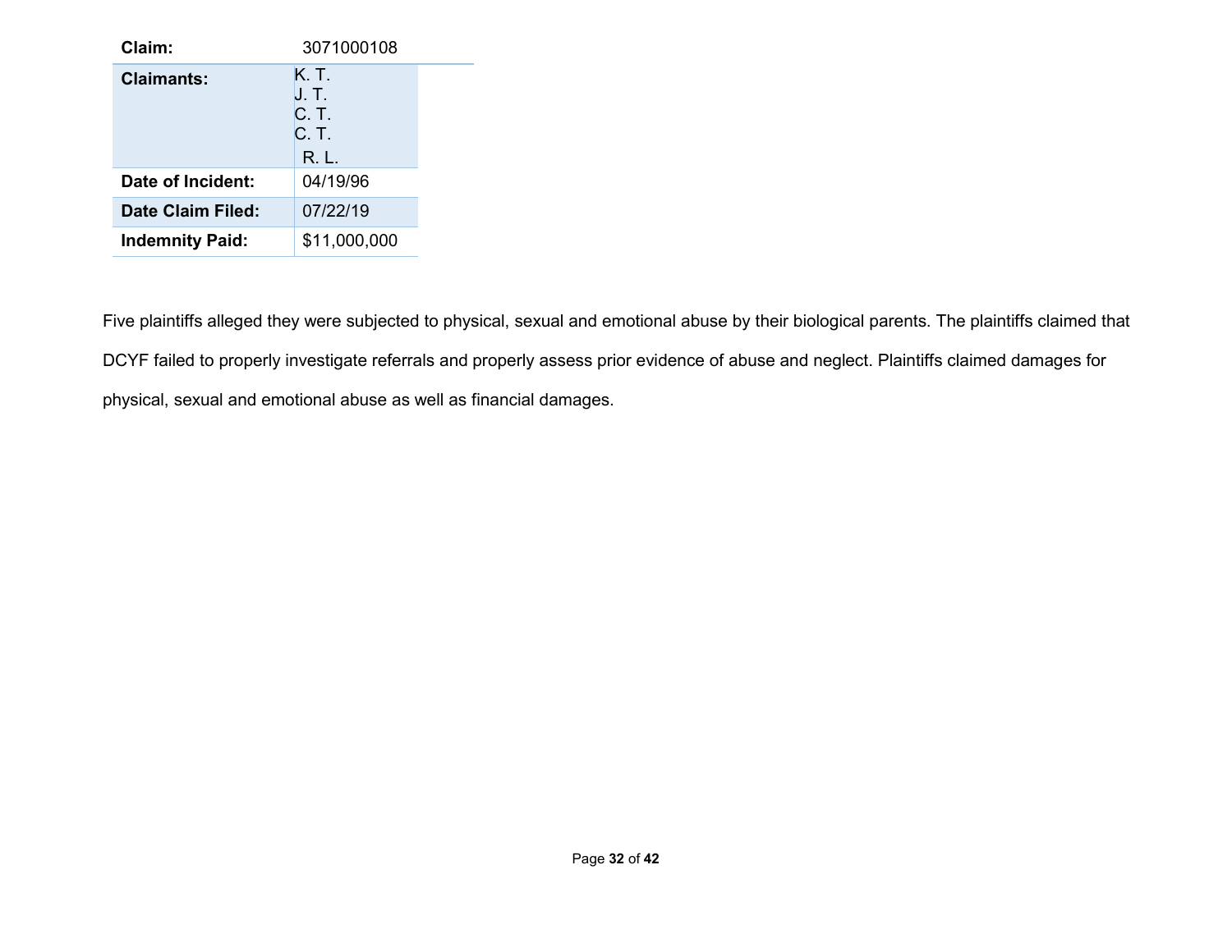| Claim: | 3071000108 |
|---|---|
| **Claimants:** | K. T.<br>J. T.<br>C. T.<br>C. T.<br>R. L. |
| **Date of Incident:** | 04/19/96 |
| **Date Claim Filed:** | 07/22/19 |
| **Indemnity Paid:** | $11,000,000 |

Five plaintiffs alleged they were subjected to physical, sexual and emotional abuse by their biological parents. The plaintiffs claimed that DCYF failed to properly investigate referrals and properly assess prior evidence of abuse and neglect. Plaintiffs claimed damages for physical, sexual and emotional abuse as well as financial damages.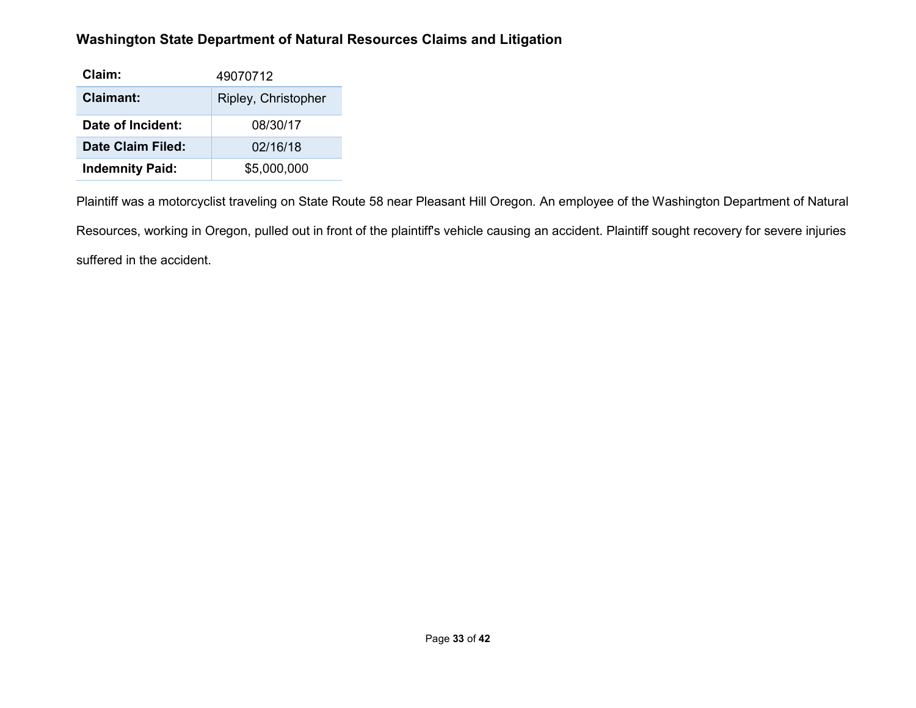**Washington State Department of Natural Resources Claims and Litigation**

| Claim: | 49070712 |
|---|---|
| Claimant: | Ripley, Christopher |
| Date of Incident: | 08/30/17 |
| Date Claim Filed: | 02/16/18 |
| Indemnity Paid: | $5,000,000 |

Plaintiff was a motorcyclist traveling on State Route 58 near Pleasant Hill Oregon. An employee of the Washington Department of Natural Resources, working in Oregon, pulled out in front of the plaintiff's vehicle causing an accident. Plaintiff sought recovery for severe injuries suffered in the accident.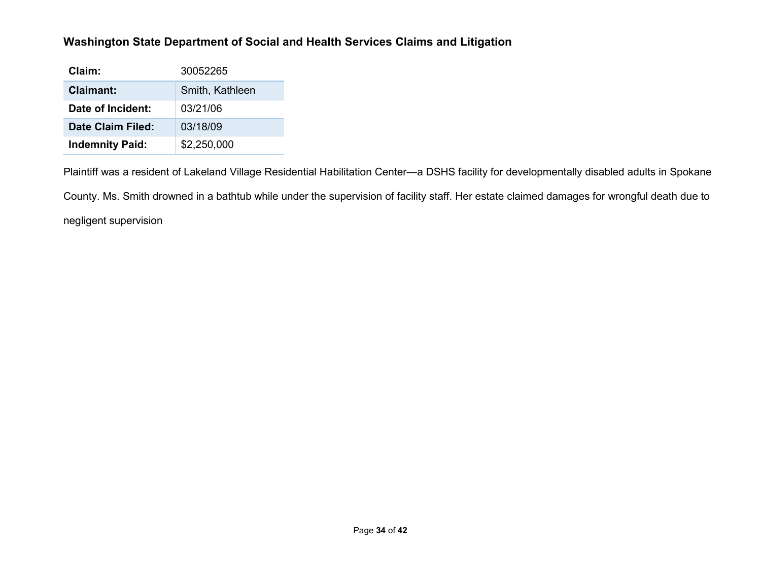**Washington State Department of Social and Health Services Claims and Litigation**

| **Claim:** | 30052265 |
| --- | --- |
| **Claimant:** | Smith, Kathleen |
| **Date of Incident:** | 03/21/06 |
| **Date Claim Filed:** | 03/18/09 |
| **Indemnity Paid:** | $2,250,000 |

Plaintiff was a resident of Lakeland Village Residential Habilitation Center—a DSHS facility for developmentally disabled adults in Spokane County. Ms. Smith drowned in a bathtub while under the supervision of facility staff. Her estate claimed damages for wrongful death due to negligent supervision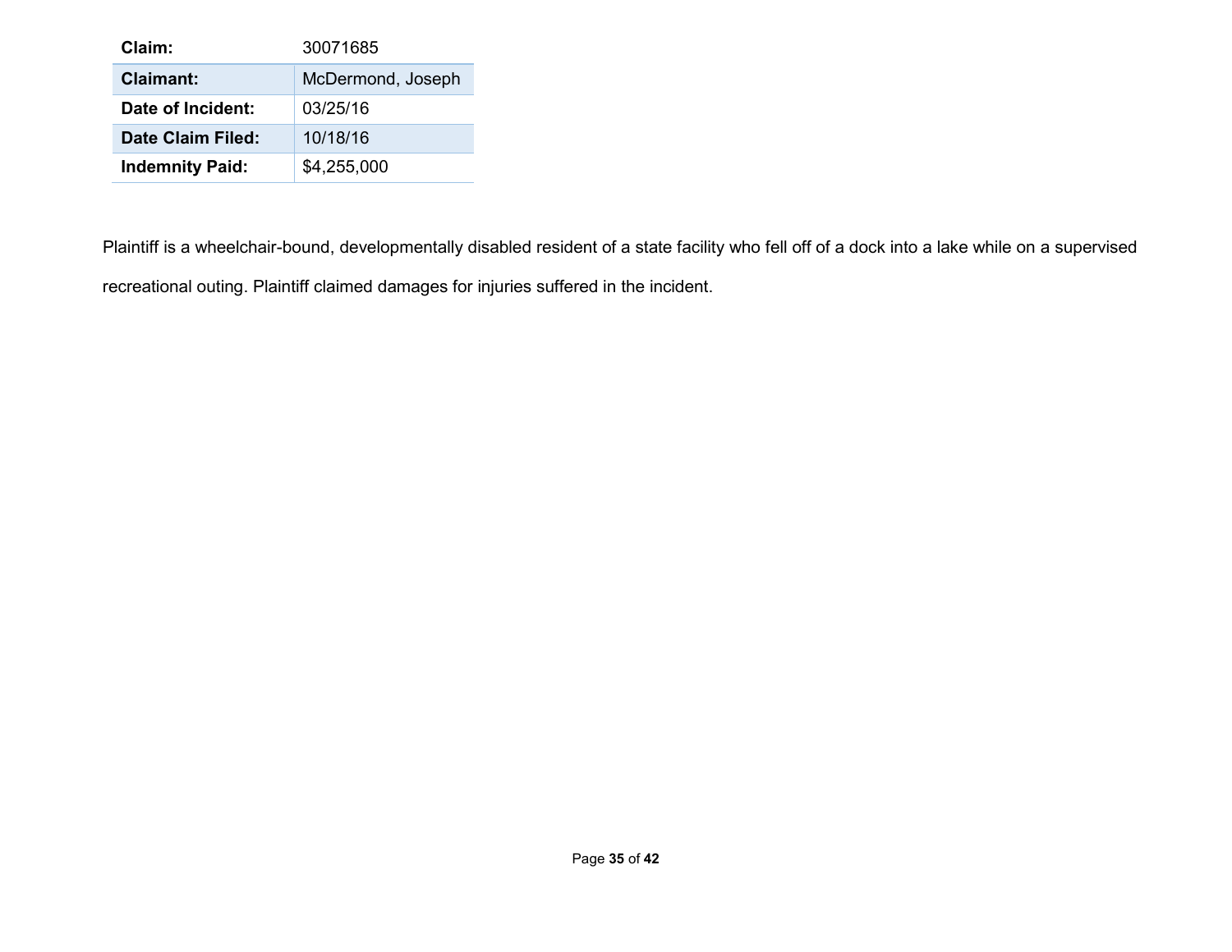| Claim: | 30071685 |
| --- | --- |
| **Claimant:** | McDermond, Joseph |
| **Date of Incident:** | 03/25/16 |
| **Date Claim Filed:** | 10/18/16 |
| **Indemnity Paid:** | $4,255,000 |

Plaintiff is a wheelchair-bound, developmentally disabled resident of a state facility who fell off of a dock into a lake while on a supervised recreational outing. Plaintiff claimed damages for injuries suffered in the incident.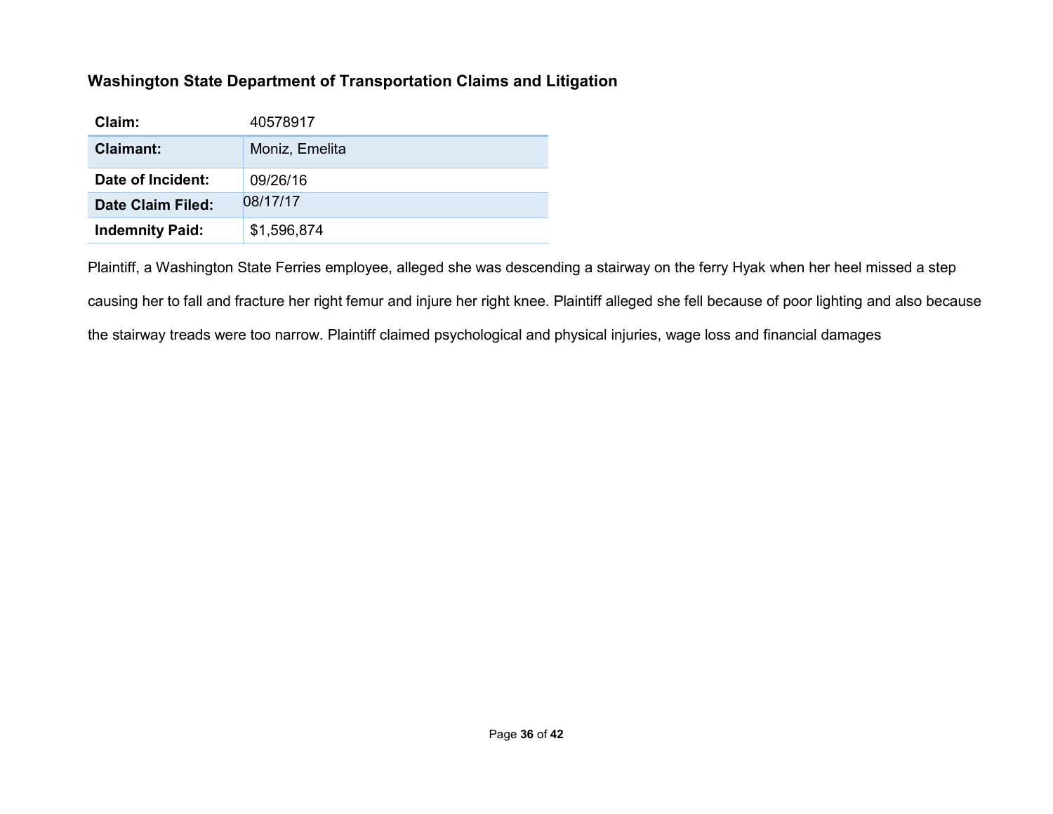## Washington State Department of Transportation Claims and Litigation

| Claim: | 40578917 |
|---|---|
| **Claimant:** | Moniz, Emelita |
| **Date of Incident:** | 09/26/16 |
| **Date Claim Filed:** | 08/17/17 |
| **Indemnity Paid:** | $1,596,874 |

Plaintiff, a Washington State Ferries employee, alleged she was descending a stairway on the ferry Hyak when her heel missed a step causing her to fall and fracture her right femur and injure her right knee. Plaintiff alleged she fell because of poor lighting and also because the stairway treads were too narrow. Plaintiff claimed psychological and physical injuries, wage loss and financial damages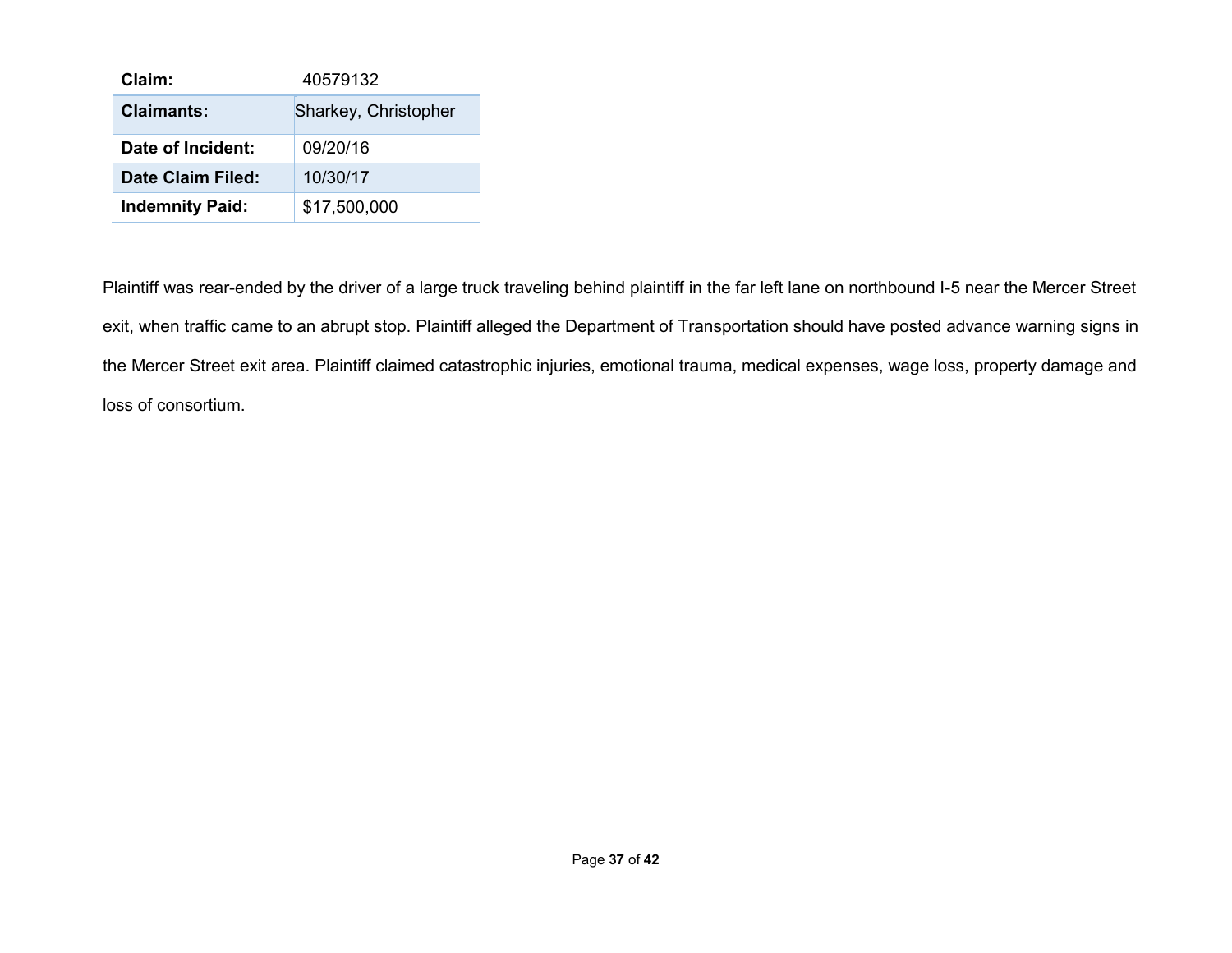| Claim: | 40579132 |
| --- | --- |
| **Claimants:** | Sharkey, Christopher |
| **Date of Incident:** | 09/20/16 |
| **Date Claim Filed:** | 10/30/17 |
| **Indemnity Paid:** | $17,500,000 |

Plaintiff was rear-ended by the driver of a large truck traveling behind plaintiff in the far left lane on northbound I-5 near the Mercer Street exit, when traffic came to an abrupt stop. Plaintiff alleged the Department of Transportation should have posted advance warning signs in the Mercer Street exit area. Plaintiff claimed catastrophic injuries, emotional trauma, medical expenses, wage loss, property damage and loss of consortium.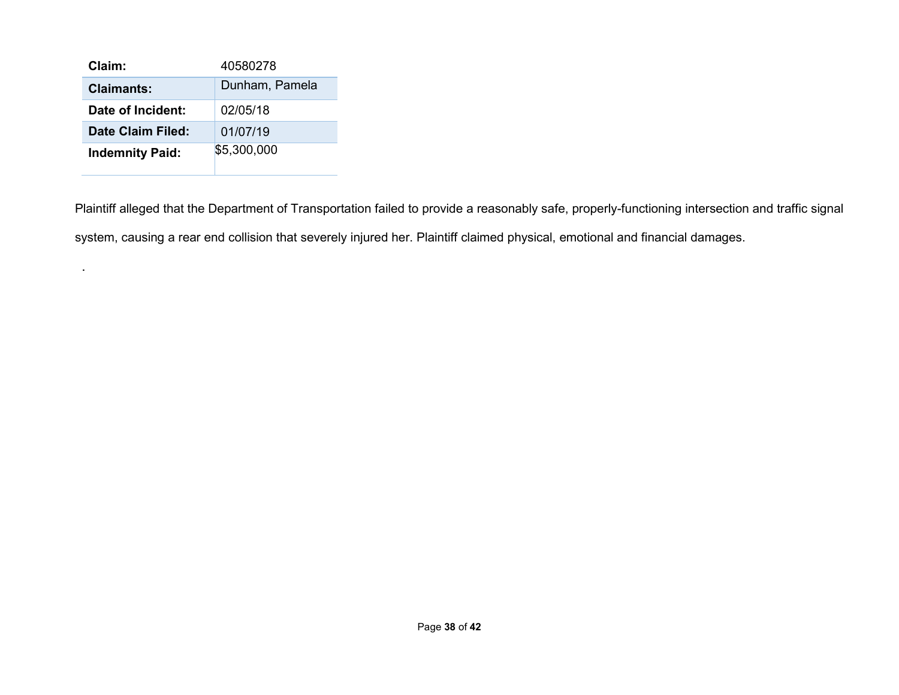| Claim: | 40580278 |
| --- | --- |
| **Claimants:** | Dunham, Pamela |
| **Date of Incident:** | 02/05/18 |
| **Date Claim Filed:** | 01/07/19 |
| **Indemnity Paid:** | $5,300,000 |

Plaintiff alleged that the Department of Transportation failed to provide a reasonably safe, properly-functioning intersection and traffic signal system, causing a rear end collision that severely injured her. Plaintiff claimed physical, emotional and financial damages.

.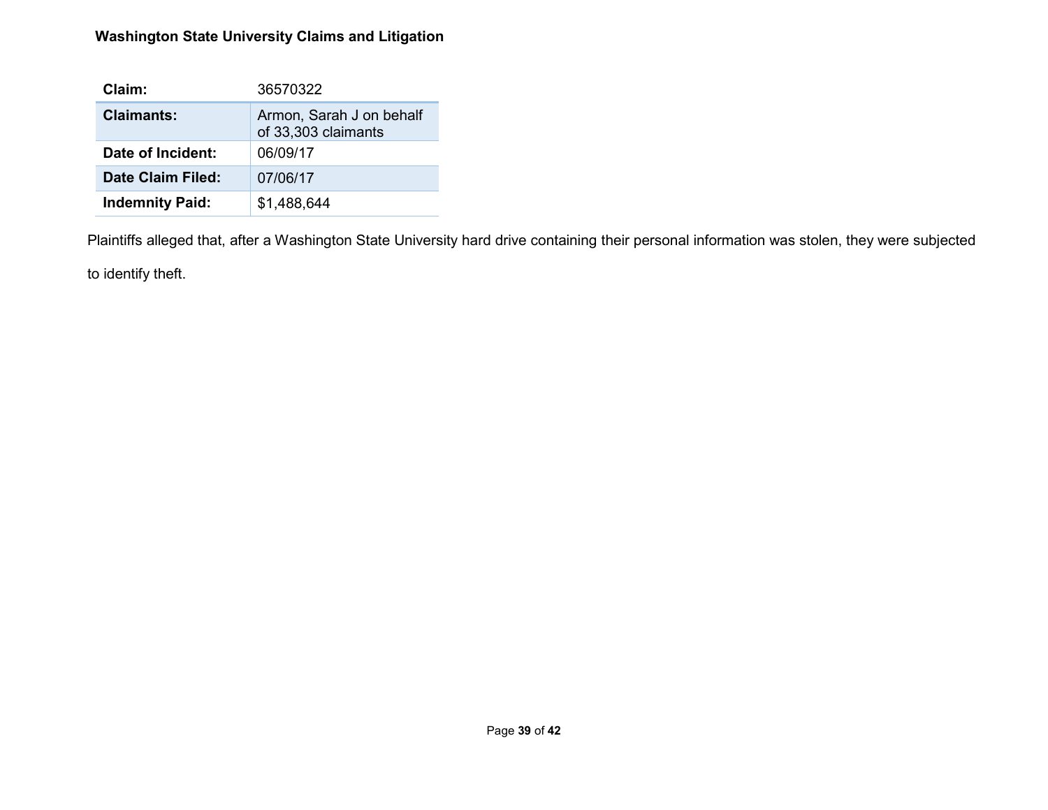**Washington State University Claims and Litigation**

| Claim: | 36570322 |
| --- | --- |
| **Claimants:** | Armon, Sarah J on behalf of 33,303 claimants |
| **Date of Incident:** | 06/09/17 |
| **Date Claim Filed:** | 07/06/17 |
| **Indemnity Paid:** | $1,488,644 |

Plaintiffs alleged that, after a Washington State University hard drive containing their personal information was stolen, they were subjected to identify theft.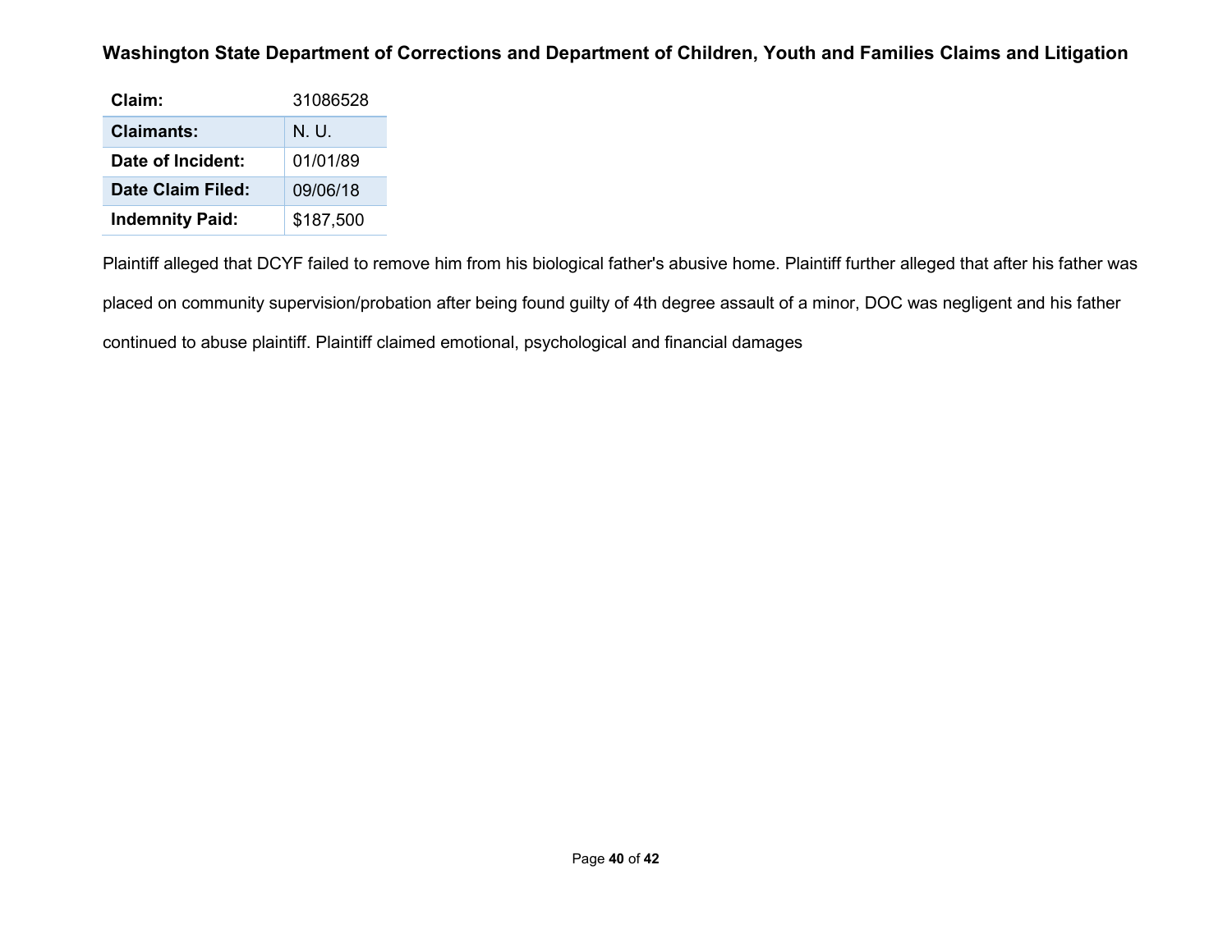**Washington State Department of Corrections and Department of Children, Youth and Families Claims and Litigation**

| **Claim:** | 31086528 |
|---|---|
| **Claimants:** | N. U. |
| **Date of Incident:** | 01/01/89 |
| **Date Claim Filed:** | 09/06/18 |
| **Indemnity Paid:** | $187,500 |

Plaintiff alleged that DCYF failed to remove him from his biological father's abusive home. Plaintiff further alleged that after his father was placed on community supervision/probation after being found guilty of 4th degree assault of a minor, DOC was negligent and his father continued to abuse plaintiff. Plaintiff claimed emotional, psychological and financial damages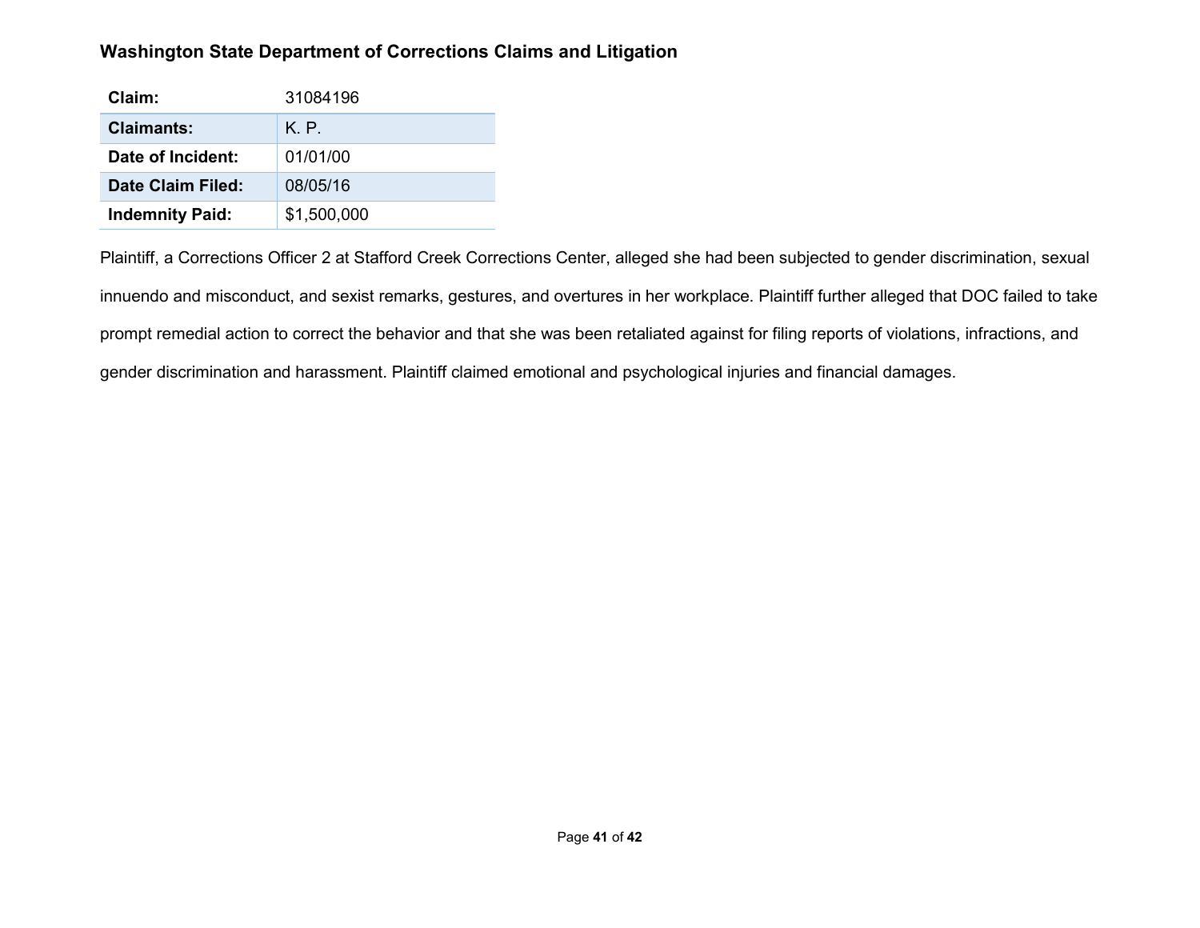**Washington State Department of Corrections Claims and Litigation**

| Claim: | 31084196 |
|---|---|
| Claimants: | K. P. |
| Date of Incident: | 01/01/00 |
| Date Claim Filed: | 08/05/16 |
| Indemnity Paid: | $1,500,000 |

Plaintiff, a Corrections Officer 2 at Stafford Creek Corrections Center, alleged she had been subjected to gender discrimination, sexual innuendo and misconduct, and sexist remarks, gestures, and overtures in her workplace. Plaintiff further alleged that DOC failed to take prompt remedial action to correct the behavior and that she was been retaliated against for filing reports of violations, infractions, and gender discrimination and harassment. Plaintiff claimed emotional and psychological injuries and financial damages.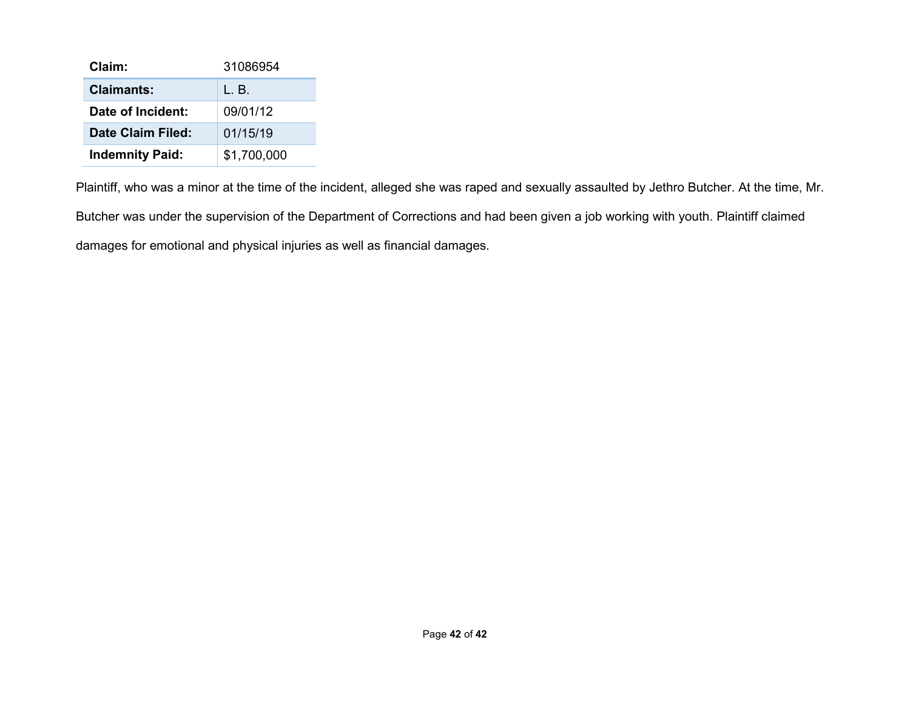| | |
|---|---|
| **Claim:** | 31086954 |
| **Claimants:** | L. B. |
| **Date of Incident:** | 09/01/12 |
| **Date Claim Filed:** | 01/15/19 |
| **Indemnity Paid:** | $1,700,000 |

Plaintiff, who was a minor at the time of the incident, alleged she was raped and sexually assaulted by Jethro Butcher. At the time, Mr. Butcher was under the supervision of the Department of Corrections and had been given a job working with youth. Plaintiff claimed damages for emotional and physical injuries as well as financial damages.